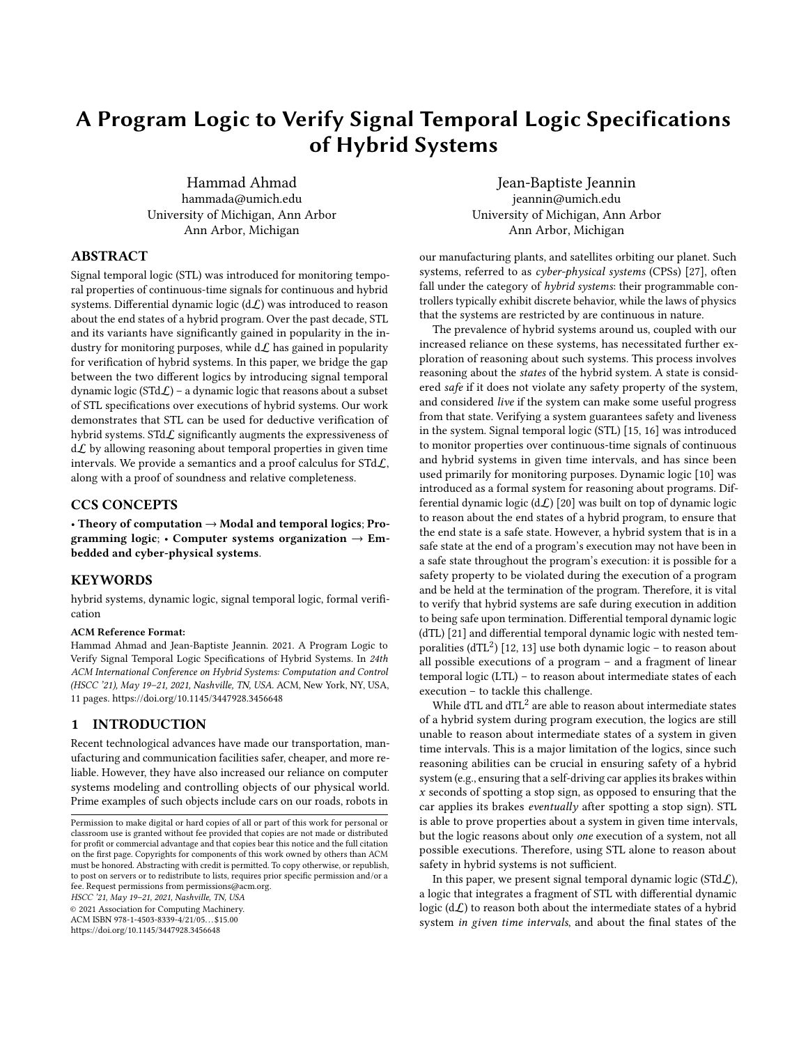# A Program Logic to Verify Signal Temporal Logic Specifications of Hybrid Systems

Hammad Ahmad
hammada@umich.edu
University of Michigan, Ann Arbor
Ann Arbor, Michigan

Jean-Baptiste Jeannin
jeannin@umich.edu
University of Michigan, Ann Arbor
Ann Arbor, Michigan

## ABSTRACT

Signal temporal logic (STL) was introduced for monitoring temporal properties of continuous-time signals for continuous and hybrid systems. Differential dynamic logic ($d\mathcal{L}$) was introduced to reason about the end states of a hybrid program. Over the past decade, STL and its variants have significantly gained in popularity in the industry for monitoring purposes, while $d\mathcal{L}$ has gained in popularity for verification of hybrid systems. In this paper, we bridge the gap between the two different logics by introducing signal temporal dynamic logic (STd$\mathcal{L}$) – a dynamic logic that reasons about a subset of STL specifications over executions of hybrid systems. Our work demonstrates that STL can be used for deductive verification of hybrid systems. STd$\mathcal{L}$ significantly augments the expressiveness of $d\mathcal{L}$ by allowing reasoning about temporal properties in given time intervals. We provide a semantics and a proof calculus for STd$\mathcal{L}$, along with a proof of soundness and relative completeness.

## CCS CONCEPTS

• **Theory of computation** → **Modal and temporal logics**; **Programming logic**; • **Computer systems organization** → **Embedded and cyber-physical systems**.

## KEYWORDS

hybrid systems, dynamic logic, signal temporal logic, formal verification

**ACM Reference Format:**
Hammad Ahmad and Jean-Baptiste Jeannin. 2021. A Program Logic to Verify Signal Temporal Logic Specifications of Hybrid Systems. In *24th ACM International Conference on Hybrid Systems: Computation and Control (HSCC '21), May 19–21, 2021, Nashville, TN, USA.* ACM, New York, NY, USA, 11 pages. https://doi.org/10.1145/3447928.3456648

## 1 INTRODUCTION

Recent technological advances have made our transportation, manufacturing and communication facilities safer, cheaper, and more reliable. However, they have also increased our reliance on computer systems modeling and controlling objects of our physical world. Prime examples of such objects include cars on our roads, robots in our manufacturing plants, and satellites orbiting our planet. Such systems, referred to as *cyber-physical systems* (CPSs) [27], often fall under the category of *hybrid systems*: their programmable controllers typically exhibit discrete behavior, while the laws of physics that the systems are restricted by are continuous in nature.

Permission to make digital or hard copies of all or part of this work for personal or classroom use is granted without fee provided that copies are not made or distributed for profit or commercial advantage and that copies bear this notice and the full citation on the first page. Copyrights for components of this work owned by others than ACM must be honored. Abstracting with credit is permitted. To copy otherwise, or republish, to post on servers or to redistribute to lists, requires prior specific permission and/or a fee. Request permissions from permissions@acm.org.
*HSCC '21, May 19–21, 2021, Nashville, TN, USA*
© 2021 Association for Computing Machinery.
ACM ISBN 978-1-4503-8339-4/21/05...$15.00
https://doi.org/10.1145/3447928.3456648

The prevalence of hybrid systems around us, coupled with our increased reliance on these systems, has necessitated further exploration of reasoning about such systems. This process involves reasoning about the *states* of the hybrid system. A state is considered *safe* if it does not violate any safety property of the system, and considered *live* if the system can make some useful progress from that state. Verifying a system guarantees safety and liveness in the system. Signal temporal logic (STL) [15, 16] was introduced to monitor properties over continuous-time signals of continuous and hybrid systems in given time intervals, and has since been used primarily for monitoring purposes. Dynamic logic [10] was introduced as a formal system for reasoning about programs. Differential dynamic logic ($d\mathcal{L}$) [20] was built on top of dynamic logic to reason about the end states of a hybrid program, to ensure that the end state is a safe state. However, a hybrid system that is in a safe state at the end of a program's execution may not have been in a safe state throughout the program's execution: it is possible for a safety property to be violated during the execution of a program and be held at the termination of the program. Therefore, it is vital to verify that hybrid systems are safe during execution in addition to being safe upon termination. Differential temporal dynamic logic (dTL) [21] and differential temporal dynamic logic with nested temporalities (dTL$^2$) [12, 13] use both dynamic logic – to reason about all possible executions of a program – and a fragment of linear temporal logic (LTL) – to reason about intermediate states of each execution – to tackle this challenge.

While dTL and dTL$^2$ are able to reason about intermediate states of a hybrid system during program execution, the logics are still unable to reason about intermediate states of a system in given time intervals. This is a major limitation of the logics, since such reasoning abilities can be crucial in ensuring safety of a hybrid system (e.g., ensuring that a self-driving car applies its brakes within $x$ seconds of spotting a stop sign, as opposed to ensuring that the car applies its brakes *eventually* after spotting a stop sign). STL is able to prove properties about a system in given time intervals, but the logic reasons about only *one* execution of a system, not all possible executions. Therefore, using STL alone to reason about safety in hybrid systems is not sufficient.

In this paper, we present signal temporal dynamic logic (STd$\mathcal{L}$), a logic that integrates a fragment of STL with differential dynamic logic ($d\mathcal{L}$) to reason both about the intermediate states of a hybrid system *in given time intervals*, and about the final states of the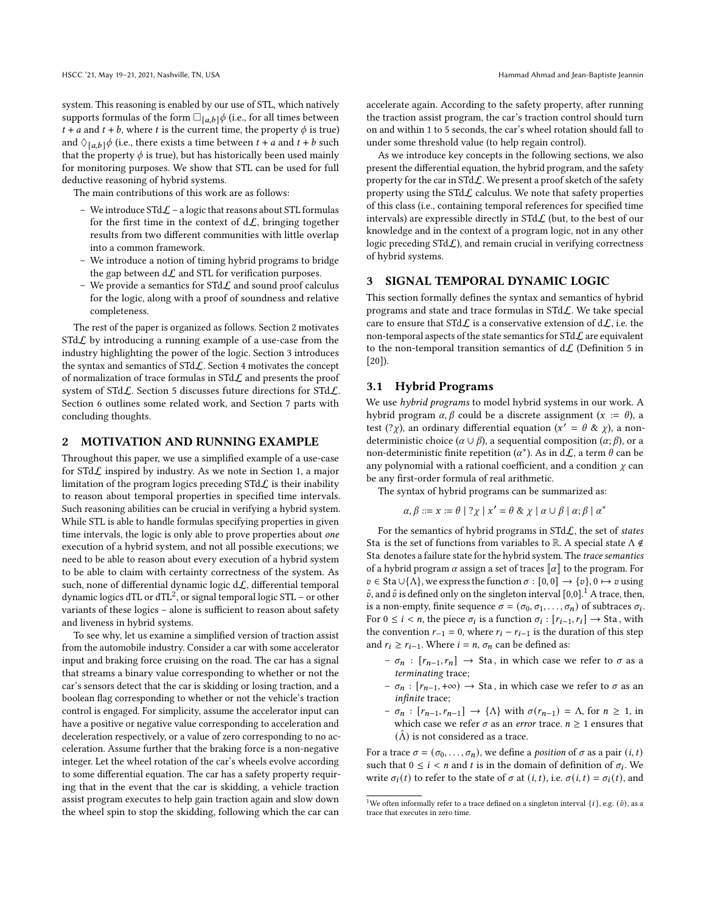system. This reasoning is enabled by our use of STL, which natively supports formulas of the form $\Box_{[a,b]}\phi$ (i.e., for all times between $t + a$ and $t + b$, where $t$ is the current time, the property $\phi$ is true) and $\Diamond_{[a,b]}\phi$ (i.e., there exists a time between $t + a$ and $t + b$ such that the property $\phi$ is true), but has historically been used mainly for monitoring purposes. We show that STL can be used for full deductive reasoning of hybrid systems.

The main contributions of this work are as follows:

- We introduce STd$\mathcal{L}$ – a logic that reasons about STL formulas for the first time in the context of d$\mathcal{L}$, bringing together results from two different communities with little overlap into a common framework.
- We introduce a notion of timing hybrid programs to bridge the gap between d$\mathcal{L}$ and STL for verification purposes.
- We provide a semantics for STd$\mathcal{L}$ and sound proof calculus for the logic, along with a proof of soundness and relative completeness.

The rest of the paper is organized as follows. Section 2 motivates STd$\mathcal{L}$ by introducing a running example of a use-case from the industry highlighting the power of the logic. Section 3 introduces the syntax and semantics of STd$\mathcal{L}$. Section 4 motivates the concept of normalization of trace formulas in STd$\mathcal{L}$ and presents the proof system of STd$\mathcal{L}$. Section 5 discusses future directions for STd$\mathcal{L}$. Section 6 outlines some related work, and Section 7 parts with concluding thoughts.

## 2 MOTIVATION AND RUNNING EXAMPLE

Throughout this paper, we use a simplified example of a use-case for STd$\mathcal{L}$ inspired by industry. As we note in Section 1, a major limitation of the program logics preceding STd$\mathcal{L}$ is their inability to reason about temporal properties in specified time intervals. Such reasoning abilities can be crucial in verifying a hybrid system. While STL is able to handle formulas specifying properties in given time intervals, the logic is only able to prove properties about *one* execution of a hybrid system, and not all possible executions; we need to be able to reason about every execution of a hybrid system to be able to claim with certainty correctness of the system. As such, none of differential dynamic logic d$\mathcal{L}$, differential temporal dynamic logics dTL or dTL$^2$, or signal temporal logic STL – or other variants of these logics – alone is sufficient to reason about safety and liveness in hybrid systems.

To see why, let us examine a simplified version of traction assist from the automobile industry. Consider a car with some accelerator input and braking force cruising on the road. The car has a signal that streams a binary value corresponding to whether or not the car's sensors detect that the car is skidding or losing traction, and a boolean flag corresponding to whether or not the vehicle's traction control is engaged. For simplicity, assume the accelerator input can have a positive or negative value corresponding to acceleration and deceleration respectively, or a value of zero corresponding to no acceleration. Assume further that the braking force is a non-negative integer. Let the wheel rotation of the car's wheels evolve according to some differential equation. The car has a safety property requiring that in the event that the car is skidding, a vehicle traction assist program executes to help gain traction again and slow down the wheel spin to stop the skidding, following which the car can accelerate again. According to the safety property, after running the traction assist program, the car's traction control should turn on and within 1 to 5 seconds, the car's wheel rotation should fall to under some threshold value (to help regain control).

As we introduce key concepts in the following sections, we also present the differential equation, the hybrid program, and the safety property for the car in STd$\mathcal{L}$. We present a proof sketch of the safety property using the STd$\mathcal{L}$ calculus. We note that safety properties of this class (i.e., containing temporal references for specified time intervals) are expressible directly in STd$\mathcal{L}$ (but, to the best of our knowledge and in the context of a program logic, not in any other logic preceding STd$\mathcal{L}$), and remain crucial in verifying correctness of hybrid systems.

## 3 SIGNAL TEMPORAL DYNAMIC LOGIC

This section formally defines the syntax and semantics of hybrid programs and state and trace formulas in STd$\mathcal{L}$. We take special care to ensure that STd$\mathcal{L}$ is a conservative extension of d$\mathcal{L}$, i.e. the non-temporal aspects of the state semantics for STd$\mathcal{L}$ are equivalent to the non-temporal transition semantics of d$\mathcal{L}$ (Definition 5 in [20]).

### 3.1 Hybrid Programs

We use *hybrid programs* to model hybrid systems in our work. A hybrid program $\alpha, \beta$ could be a discrete assignment ($x := \theta$), a test ($?\chi$), an ordinary differential equation ($x' = \theta \;\&\; \chi$), a non-deterministic choice ($\alpha \cup \beta$), a sequential composition ($\alpha; \beta$), or a non-deterministic finite repetition ($\alpha^*$). As in d$\mathcal{L}$, a term $\theta$ can be any polynomial with a rational coefficient, and a condition $\chi$ can be any first-order formula of real arithmetic.

The syntax of hybrid programs can be summarized as:

$$\alpha, \beta ::= x := \theta \mid ?\chi \mid x' = \theta \;\&\; \chi \mid \alpha \cup \beta \mid \alpha; \beta \mid \alpha^*$$

For the semantics of hybrid programs in STd$\mathcal{L}$, the set of *states* Sta is the set of functions from variables to $\mathbb{R}$. A special state $\Lambda \notin$ Sta denotes a failure state for the hybrid system. The *trace semantics* of a hybrid program $\alpha$ assign a set of traces $[\![\alpha]\!]$ to the program. For $v \in \text{Sta} \cup \{\Lambda\}$, we express the function $\sigma : [0, 0] \to \{v\}, 0 \mapsto v$ using $\hat{v}$, and $\hat{v}$ is defined only on the singleton interval [0,0].[1] A trace, then, is a non-empty, finite sequence $\sigma = (\sigma_0, \sigma_1, \ldots, \sigma_n)$ of subtraces $\sigma_i$. For $0 \le i < n$, the piece $\sigma_i$ is a function $\sigma_i : [r_{i-1}, r_i] \to$ Sta, with the convention $r_{-1} = 0$, where $r_i - r_{i-1}$ is the duration of this step and $r_i \ge r_{i-1}$. Where $i = n$, $\sigma_n$ can be defined as:

- $\sigma_n : [r_{n-1}, r_n] \to$ Sta, in which case we refer to $\sigma$ as a *terminating* trace;
- $\sigma_n : [r_{n-1}, +\infty) \to$ Sta, in which case we refer to $\sigma$ as an *infinite* trace;
- $\sigma_n : [r_{n-1}, r_{n-1}] \to \{\Lambda\}$ with $\sigma(r_{n-1}) = \Lambda$, for $n \ge 1$, in which case we refer $\sigma$ as an *error* trace. $n \ge 1$ ensures that $(\hat{\Lambda})$ is not considered as a trace.

For a trace $\sigma = (\sigma_0, \ldots, \sigma_n)$, we define a *position* of $\sigma$ as a pair $(i, t)$ such that $0 \le i < n$ and $t$ is in the domain of definition of $\sigma_i$. We write $\sigma_i(t)$ to refer to the state of $\sigma$ at $(i, t)$, i.e. $\sigma(i, t) = \sigma_i(t)$, and

[1] We often informally refer to a trace defined on a singleton interval $\{i\}$, e.g. $(\hat{v})$, as a trace that executes in zero time.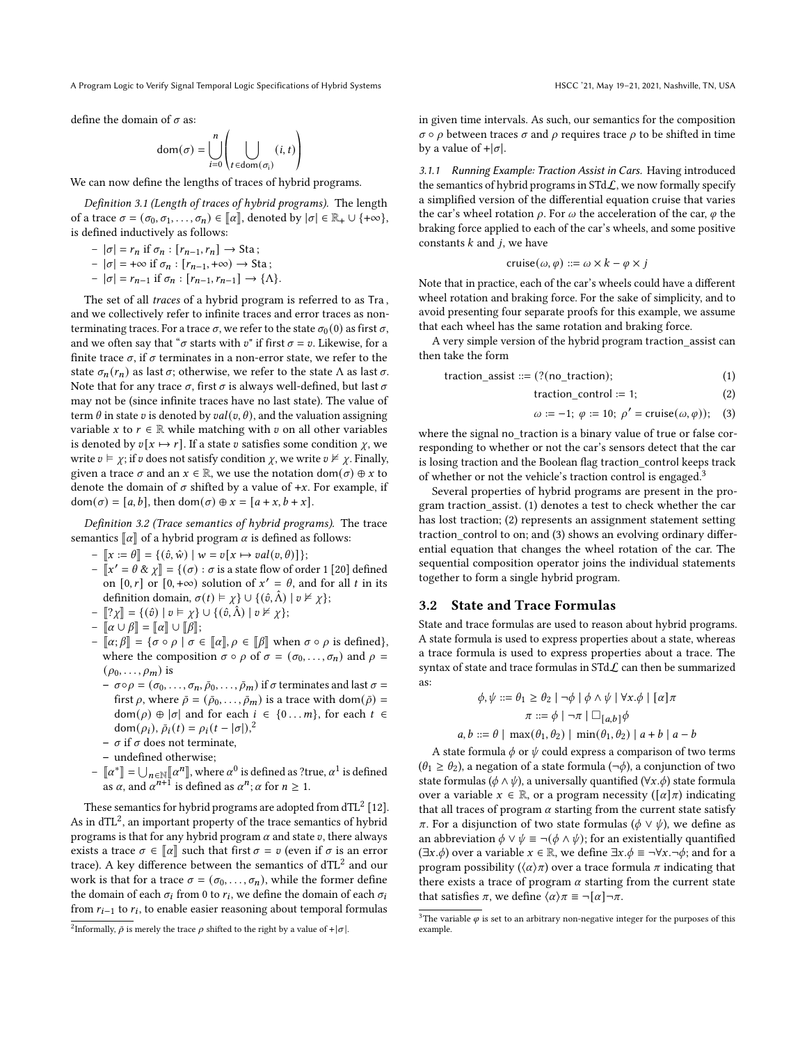define the domain of $\sigma$ as:

$$\text{dom}(\sigma) = \bigcup_{i=0}^{n} \left( \bigcup_{t \in \text{dom}(\sigma_i)} (i, t) \right)$$

We can now define the lengths of traces of hybrid programs.

*Definition 3.1 (Length of traces of hybrid programs).* The length of a trace $\sigma = (\sigma_0, \sigma_1, \ldots, \sigma_n) \in [\![\alpha]\!]$, denoted by $|\sigma| \in \mathbb{R}_+ \cup \{+\infty\}$, is defined inductively as follows:

- $|\sigma| = r_n$ if $\sigma_n : [r_{n-1}, r_n] \rightarrow \text{Sta}$ ;
- $|\sigma| = +\infty$ if $\sigma_n : [r_{n-1}, +\infty) \rightarrow \text{Sta}$ ;
- $|\sigma| = r_{n-1}$ if $\sigma_n : [r_{n-1}, r_{n-1}] \rightarrow \{\Lambda\}$.

The set of all *traces* of a hybrid program is referred to as Tra , and we collectively refer to infinite traces and error traces as non-terminating traces. For a trace $\sigma$, we refer to the state $\sigma_0(0)$ as first $\sigma$, and we often say that "$\sigma$ starts with $v$" if first $\sigma = v$. Likewise, for a finite trace $\sigma$, if $\sigma$ terminates in a non-error state, we refer to the state $\sigma_n(r_n)$ as last $\sigma$; otherwise, we refer to the state $\Lambda$ as last $\sigma$. Note that for any trace $\sigma$, first $\sigma$ is always well-defined, but last $\sigma$ may not be (since infinite traces have no last state). The value of term $\theta$ in state $v$ is denoted by $val(v, \theta)$, and the valuation assigning variable $x$ to $r \in \mathbb{R}$ while matching with $v$ on all other variables is denoted by $v[x \mapsto r]$. If a state $v$ satisfies some condition $\chi$, we write $v \vDash \chi$; if $v$ does not satisfy condition $\chi$, we write $v \nvDash \chi$. Finally, given a trace $\sigma$ and an $x \in \mathbb{R}$, we use the notation $\text{dom}(\sigma) \oplus x$ to denote the domain of $\sigma$ shifted by a value of $+x$. For example, if $\text{dom}(\sigma) = [a, b]$, then $\text{dom}(\sigma) \oplus x = [a + x, b + x]$.

*Definition 3.2 (Trace semantics of hybrid programs).* The trace semantics $[\![\alpha]\!]$ of a hybrid program $\alpha$ is defined as follows:

- $[\![x := \theta]\!] = \{(\hat{v}, \hat{w}) \mid w = v[x \mapsto val(v, \theta)]\}$;
- $[\![x' = \theta \;\&\; \chi]\!] = \{(\sigma) : \sigma$ is a state flow of order 1 [20] defined on $[0, r]$ or $[0, +\infty)$ solution of $x' = \theta$, and for all $t$ in its definition domain, $\sigma(t) \vDash \chi\} \cup \{(\hat{v}, \hat{\Lambda}) \mid v \nvDash \chi\}$;
- $[\![?\chi]\!] = \{(\hat{v}) \mid v \vDash \chi\} \cup \{(\hat{v}, \hat{\Lambda}) \mid v \nvDash \chi\}$;
- $[\![\alpha \cup \beta]\!] = [\![\alpha]\!] \cup [\![\beta]\!]$;
- $[\![\alpha; \beta]\!] = \{\sigma \circ \rho \mid \sigma \in [\![\alpha]\!], \rho \in [\![\beta]\!]$ when $\sigma \circ \rho$ is defined$\}$, where the composition $\sigma \circ \rho$ of $\sigma = (\sigma_0, \ldots, \sigma_n)$ and $\rho = (\rho_0, \ldots, \rho_m)$ is
  - $\sigma \circ \rho = (\sigma_0, \ldots, \sigma_n, \bar{\rho}_0, \ldots, \bar{\rho}_m)$ if $\sigma$ terminates and last $\sigma =$ first $\rho$, where $\bar{\rho} = (\bar{\rho}_0, \ldots, \bar{\rho}_m)$ is a trace with $\text{dom}(\bar{\rho}) = \text{dom}(\rho) \oplus |\sigma|$ and for each $i \in \{0 \ldots m\}$, for each $t \in \text{dom}(\rho_i)$, $\bar{\rho}_i(t) = \rho_i(t - |\sigma|)$,[2]
  - $\sigma$ if $\sigma$ does not terminate,
  - undefined otherwise;
- $[\![\alpha^*]\!] = \bigcup_{n \in \mathbb{N}} [\![\alpha^n]\!]$, where $\alpha^0$ is defined as ?true, $\alpha^1$ is defined as $\alpha$, and $\alpha^{n+1}$ is defined as $\alpha^n; \alpha$ for $n \geq 1$.

These semantics for hybrid programs are adopted from dTL[2] [12]. As in dTL[2], an important property of the trace semantics of hybrid programs is that for any hybrid program $\alpha$ and state $v$, there always exists a trace $\sigma \in [\![\alpha]\!]$ such that first $\sigma = v$ (even if $\sigma$ is an error trace). A key difference between the semantics of dTL[2] and our work is that for a trace $\sigma = (\sigma_0, \ldots, \sigma_n)$, while the former define the domain of each $\sigma_i$ from 0 to $r_i$, we define the domain of each $\sigma_i$ from $r_{i-1}$ to $r_i$, to enable easier reasoning about temporal formulas in given time intervals. As such, our semantics for the composition $\sigma \circ \rho$ between traces $\sigma$ and $\rho$ requires trace $\rho$ to be shifted in time by a value of $+|\sigma|$.

[2] Informally, $\bar{\rho}$ is merely the trace $\rho$ shifted to the right by a value of $+|\sigma|$.

#### 3.1.1 Running Example: Traction Assist in Cars.

Having introduced the semantics of hybrid programs in STd$\mathcal{L}$, we now formally specify a simplified version of the differential equation cruise that varies the car's wheel rotation $\rho$. For $\omega$ the acceleration of the car, $\varphi$ the braking force applied to each of the car's wheels, and some positive constants $k$ and $j$, we have

$$\text{cruise}(\omega, \varphi) ::= \omega \times k - \varphi \times j$$

Note that in practice, each of the car's wheels could have a different wheel rotation and braking force. For the sake of simplicity, and to avoid presenting four separate proofs for this example, we assume that each wheel has the same rotation and braking force.

A very simple version of the hybrid program traction_assist can then take the form

$$\text{traction\_assist} ::= (?(\text{no\_traction}); \tag{1}$$

$$\text{traction\_control} := 1; \tag{2}$$

$$\omega := -1;\ \varphi := 10;\ \rho' = \text{cruise}(\omega, \varphi)); \tag{3}$$

where the signal no_traction is a binary value of true or false corresponding to whether or not the car's sensors detect that the car is losing traction and the Boolean flag traction_control keeps track of whether or not the vehicle's traction control is engaged.[3]

Several properties of hybrid programs are present in the program traction_assist. (1) denotes a test to check whether the car has lost traction; (2) represents an assignment statement setting traction_control to on; and (3) shows an evolving ordinary differential equation that changes the wheel rotation of the car. The sequential composition operator joins the individual statements together to form a single hybrid program.

## 3.2 State and Trace Formulas

State and trace formulas are used to reason about hybrid programs. A state formula is used to express properties about a state, whereas a trace formula is used to express properties about a trace. The syntax of state and trace formulas in STd$\mathcal{L}$ can then be summarized as:

$$\phi, \psi ::= \theta_1 \geq \theta_2 \mid \neg\phi \mid \phi \wedge \psi \mid \forall x.\phi \mid [\alpha]\pi$$

$$\pi ::= \phi \mid \neg\pi \mid \Box_{[a,b]}\phi$$

$$a, b ::= \theta \mid \max(\theta_1, \theta_2) \mid \min(\theta_1, \theta_2) \mid a + b \mid a - b$$

A state formula $\phi$ or $\psi$ could express a comparison of two terms ($\theta_1 \geq \theta_2$), a negation of a state formula ($\neg\phi$), a conjunction of two state formulas ($\phi \wedge \psi$), a universally quantified ($\forall x.\phi$) state formula over a variable $x \in \mathbb{R}$, or a program necessity ($[\alpha]\pi$) indicating that all traces of program $\alpha$ starting from the current state satisfy $\pi$. For a disjunction of two state formulas ($\phi \vee \psi$), we define as an abbreviation $\phi \vee \psi \equiv \neg(\phi \wedge \psi)$; for an existentially quantified ($\exists x.\phi$) over a variable $x \in \mathbb{R}$, we define $\exists x.\phi \equiv \neg\forall x.\neg\phi$; and for a program possibility ($\langle\alpha\rangle\pi$) over a trace formula $\pi$ indicating that there exists a trace of program $\alpha$ starting from the current state that satisfies $\pi$, we define $\langle\alpha\rangle\pi \equiv \neg[\alpha]\neg\pi$.

[3] The variable $\varphi$ is set to an arbitrary non-negative integer for the purposes of this example.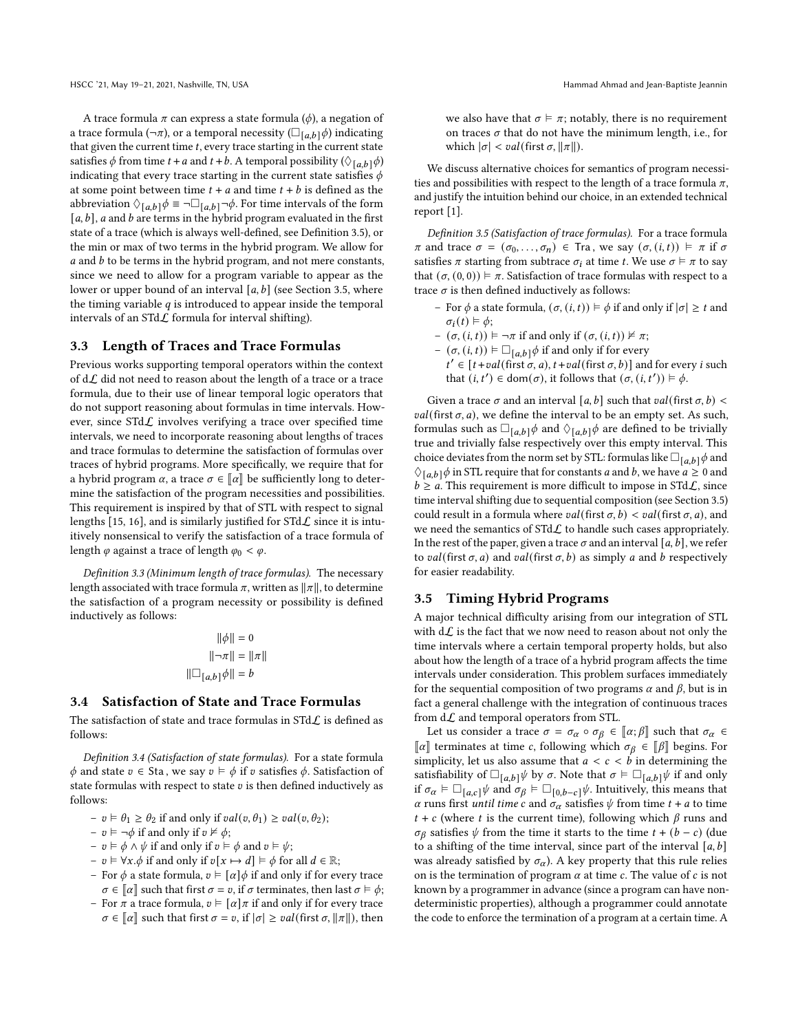A trace formula $\pi$ can express a state formula ($\phi$), a negation of a trace formula ($\neg\pi$), or a temporal necessity ($\Box_{[a,b]}\phi$) indicating that given the current time $t$, every trace starting in the current state satisfies $\phi$ from time $t+a$ and $t+b$. A temporal possibility ($\Diamond_{[a,b]}\phi$) indicating that every trace starting in the current state satisfies $\phi$ at some point between time $t+a$ and time $t+b$ is defined as the abbreviation $\Diamond_{[a,b]}\phi \equiv \neg\Box_{[a,b]}\neg\phi$. For time intervals of the form $[a,b]$, $a$ and $b$ are terms in the hybrid program evaluated in the first state of a trace (which is always well-defined, see Definition 3.5), or the min or max of two terms in the hybrid program. We allow for $a$ and $b$ to be terms in the hybrid program, and not mere constants, since we need to allow for a program variable to appear as the lower or upper bound of an interval $[a,b]$ (see Section 3.5, where the timing variable $q$ is introduced to appear inside the temporal intervals of an STd$\mathcal{L}$ formula for interval shifting).

## 3.3 Length of Traces and Trace Formulas

Previous works supporting temporal operators within the context of d$\mathcal{L}$ did not need to reason about the length of a trace or a trace formula, due to their use of linear temporal logic operators that do not support reasoning about formulas in time intervals. However, since STd$\mathcal{L}$ involves verifying a trace over specified time intervals, we need to incorporate reasoning about lengths of traces and trace formulas to determine the satisfaction of formulas over traces of hybrid programs. More specifically, we require that for a hybrid program $\alpha$, a trace $\sigma \in [\![\alpha]\!]$ be sufficiently long to determine the satisfaction of the program necessities and possibilities. This requirement is inspired by that of STL with respect to signal lengths [15, 16], and is similarly justified for STd$\mathcal{L}$ since it is intuitively nonsensical to verify the satisfaction of a trace formula of length $\varphi$ against a trace of length $\varphi_0 < \varphi$.

*Definition 3.3 (Minimum length of trace formulas).* The necessary length associated with trace formula $\pi$, written as $\|\pi\|$, to determine the satisfaction of a program necessity or possibility is defined inductively as follows:

$$\|\phi\| = 0$$
$$\|\neg\pi\| = \|\pi\|$$
$$\|\Box_{[a,b]}\phi\| = b$$

## 3.4 Satisfaction of State and Trace Formulas

The satisfaction of state and trace formulas in STd$\mathcal{L}$ is defined as follows:

*Definition 3.4 (Satisfaction of state formulas).* For a state formula $\phi$ and state $v \in \mathsf{Sta}$, we say $v \vDash \phi$ if $v$ satisfies $\phi$. Satisfaction of state formulas with respect to state $v$ is then defined inductively as follows:

- $v \vDash \theta_1 \geq \theta_2$ if and only if $val(v,\theta_1) \geq val(v,\theta_2)$;
- $v \vDash \neg\phi$ if and only if $v \nvDash \phi$;
- $v \vDash \phi \wedge \psi$ if and only if $v \vDash \phi$ and $v \vDash \psi$;
- $v \vDash \forall x.\phi$ if and only if $v[x \mapsto d] \vDash \phi$ for all $d \in \mathbb{R}$;
- For $\phi$ a state formula, $v \vDash [\alpha]\phi$ if and only if for every trace $\sigma \in [\![\alpha]\!]$ such that first $\sigma = v$, if $\sigma$ terminates, then last $\sigma \vDash \phi$;
- For $\pi$ a trace formula, $v \vDash [\alpha]\pi$ if and only if for every trace $\sigma \in [\![\alpha]\!]$ such that first $\sigma = v$, if $|\sigma| \geq val(\text{first}\,\sigma, \|\pi\|)$, then we also have that $\sigma \vDash \pi$; notably, there is no requirement on traces $\sigma$ that do not have the minimum length, i.e., for which $|\sigma| < val(\text{first}\,\sigma, \|\pi\|)$.

We discuss alternative choices for semantics of program necessities and possibilities with respect to the length of a trace formula $\pi$, and justify the intuition behind our choice, in an extended technical report [1].

*Definition 3.5 (Satisfaction of trace formulas).* For a trace formula $\pi$ and trace $\sigma = (\sigma_0, \ldots, \sigma_n) \in \mathsf{Tra}$, we say $(\sigma,(i,t)) \vDash \pi$ if $\sigma$ satisfies $\pi$ starting from subtrace $\sigma_i$ at time $t$. We use $\sigma \vDash \pi$ to say that $(\sigma,(0,0)) \vDash \pi$. Satisfaction of trace formulas with respect to a trace $\sigma$ is then defined inductively as follows:

- For $\phi$ a state formula, $(\sigma,(i,t)) \vDash \phi$ if and only if $|\sigma| \geq t$ and $\sigma_i(t) \vDash \phi$;
- $(\sigma,(i,t)) \vDash \neg\pi$ if and only if $(\sigma,(i,t)) \nvDash \pi$;
- $(\sigma,(i,t)) \vDash \Box_{[a,b]}\phi$ if and only if for every $t' \in [t+val(\text{first}\,\sigma,a), t+val(\text{first}\,\sigma,b)]$ and for every $i$ such that $(i,t') \in \text{dom}(\sigma)$, it follows that $(\sigma,(i,t')) \vDash \phi$.

Given a trace $\sigma$ and an interval $[a,b]$ such that $val(\text{first}\,\sigma,b) < val(\text{first}\,\sigma,a)$, we define the interval to be an empty set. As such, formulas such as $\Box_{[a,b]}\phi$ and $\Diamond_{[a,b]}\phi$ are defined to be trivially true and trivially false respectively over this empty interval. This choice deviates from the norm set by STL: formulas like $\Box_{[a,b]}\phi$ and $\Diamond_{[a,b]}\phi$ in STL require that for constants $a$ and $b$, we have $a \geq 0$ and $b \geq a$. This requirement is more difficult to impose in STd$\mathcal{L}$, since time interval shifting due to sequential composition (see Section 3.5) could result in a formula where $val(\text{first}\,\sigma,b) < val(\text{first}\,\sigma,a)$, and we need the semantics of STd$\mathcal{L}$ to handle such cases appropriately. In the rest of the paper, given a trace $\sigma$ and an interval $[a,b]$, we refer to $val(\text{first}\,\sigma,a)$ and $val(\text{first}\,\sigma,b)$ as simply $a$ and $b$ respectively for easier readability.

## 3.5 Timing Hybrid Programs

A major technical difficulty arising from our integration of STL with d$\mathcal{L}$ is the fact that we now need to reason about not only the time intervals where a certain temporal property holds, but also about how the length of a trace of a hybrid program affects the time intervals under consideration. This problem surfaces immediately for the sequential composition of two programs $\alpha$ and $\beta$, but is in fact a general challenge with the integration of continuous traces from d$\mathcal{L}$ and temporal operators from STL.

Let us consider a trace $\sigma = \sigma_\alpha \circ \sigma_\beta \in [\![\alpha;\beta]\!]$ such that $\sigma_\alpha \in [\![\alpha]\!]$ terminates at time $c$, following which $\sigma_\beta \in [\![\beta]\!]$ begins. For simplicity, let us also assume that $a < c < b$ in determining the satisfiability of $\Box_{[a,b]}\psi$ by $\sigma$. Note that $\sigma \vDash \Box_{[a,b]}\psi$ if and only if $\sigma_\alpha \vDash \Box_{[a,c]}\psi$ and $\sigma_\beta \vDash \Box_{[0,b-c]}\psi$. Intuitively, this means that $\alpha$ runs first *until time* $c$ and $\sigma_\alpha$ satisfies $\psi$ from time $t+a$ to time $t+c$ (where $t$ is the current time), following which $\beta$ runs and $\sigma_\beta$ satisfies $\psi$ from the time it starts to the time $t+(b-c)$ (due to a shifting of the time interval, since part of the interval $[a,b]$ was already satisfied by $\sigma_\alpha$). A key property that this rule relies on is the termination of program $\alpha$ at time $c$. The value of $c$ is not known by a programmer in advance (since a program can have nondeterministic properties), although a programmer could annotate the code to enforce the termination of a program at a certain time. A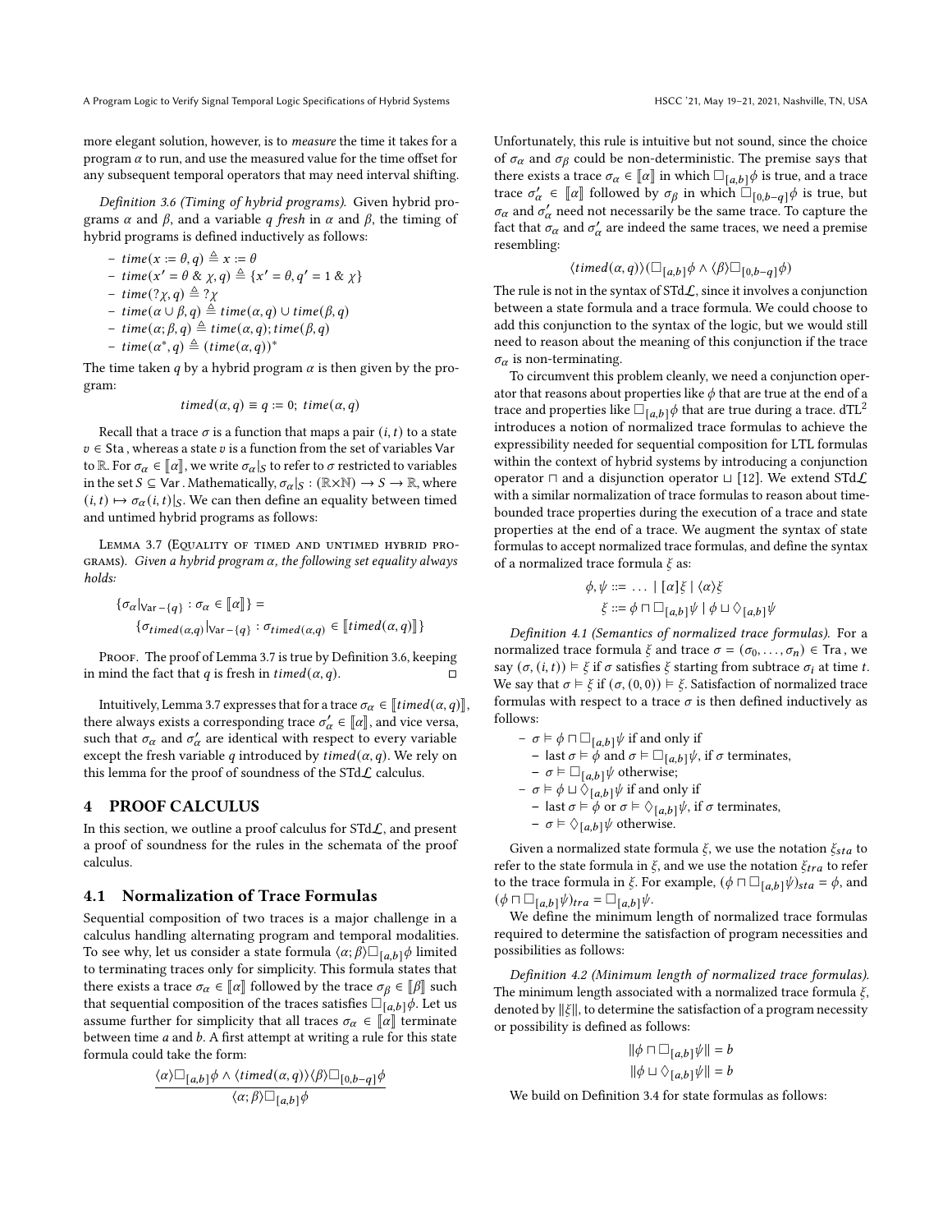more elegant solution, however, is to *measure* the time it takes for a program $\alpha$ to run, and use the measured value for the time offset for any subsequent temporal operators that may need interval shifting.

*Definition 3.6 (Timing of hybrid programs).* Given hybrid programs $\alpha$ and $\beta$, and a variable $q$ *fresh* in $\alpha$ and $\beta$, the timing of hybrid programs is defined inductively as follows:

- $time(x := \theta, q) \triangleq x := \theta$
- $time(x' = \theta \,\&\, \chi, q) \triangleq \{x' = \theta, q' = 1 \,\&\, \chi\}$
- $time(?\chi, q) \triangleq ?\chi$
- $time(\alpha \cup \beta, q) \triangleq time(\alpha, q) \cup time(\beta, q)$
- $time(\alpha; \beta, q) \triangleq time(\alpha, q); time(\beta, q)$
- $time(\alpha^*, q) \triangleq (time(\alpha, q))^*$

The time taken $q$ by a hybrid program $\alpha$ is then given by the program:

$$timed(\alpha, q) \equiv q := 0;\ time(\alpha, q)$$

Recall that a trace $\sigma$ is a function that maps a pair $(i, t)$ to a state $v \in$ Sta, whereas a state $v$ is a function from the set of variables Var to $\mathbb{R}$. For $\sigma_\alpha \in [\![\alpha]\!]$, we write $\sigma_\alpha|_S$ to refer to $\sigma$ restricted to variables in the set $S \subseteq$ Var. Mathematically, $\sigma_\alpha|_S : (\mathbb{R}\times\mathbb{N}) \to S \to \mathbb{R}$, where $(i, t) \mapsto \sigma_\alpha(i, t)|_S$. We can then define an equality between timed and untimed hybrid programs as follows:

Lemma 3.7 (Equality of timed and untimed hybrid programs). *Given a hybrid program $\alpha$, the following set equality always holds:*

$$\{\sigma_\alpha|_{\text{Var}-\{q\}} : \sigma_\alpha \in [\![\alpha]\!]\} = \{\sigma_{timed(\alpha,q)}|_{\text{Var}-\{q\}} : \sigma_{timed(\alpha,q)} \in [\![timed(\alpha, q)]\!]\}$$

Proof. The proof of Lemma 3.7 is true by Definition 3.6, keeping in mind the fact that $q$ is fresh in $timed(\alpha, q)$. □

Intuitively, Lemma 3.7 expresses that for a trace $\sigma_\alpha \in [\![timed(\alpha, q)]\!]$, there always exists a corresponding trace $\sigma'_\alpha \in [\![\alpha]\!]$, and vice versa, such that $\sigma_\alpha$ and $\sigma'_\alpha$ are identical with respect to every variable except the fresh variable $q$ introduced by $timed(\alpha, q)$. We rely on this lemma for the proof of soundness of the STd$\mathcal{L}$ calculus.

## 4 PROOF CALCULUS

In this section, we outline a proof calculus for STd$\mathcal{L}$, and present a proof of soundness for the rules in the schemata of the proof calculus.

### 4.1 Normalization of Trace Formulas

Sequential composition of two traces is a major challenge in a calculus handling alternating program and temporal modalities. To see why, let us consider a state formula $\langle\alpha;\beta\rangle\Box_{[a,b]}\phi$ limited to terminating traces only for simplicity. This formula states that there exists a trace $\sigma_\alpha \in [\![\alpha]\!]$ followed by the trace $\sigma_\beta \in [\![\beta]\!]$ such that sequential composition of the traces satisfies $\Box_{[a,b]}\phi$. Let us assume further for simplicity that all traces $\sigma_\alpha \in [\![\alpha]\!]$ terminate between time $a$ and $b$. A first attempt at writing a rule for this state formula could take the form:

$$\frac{\langle\alpha\rangle\Box_{[a,b]}\phi \wedge \langle timed(\alpha, q)\rangle\langle\beta\rangle\Box_{[0,b-q]}\phi}{\langle\alpha;\beta\rangle\Box_{[a,b]}\phi}$$

Unfortunately, this rule is intuitive but not sound, since the choice of $\sigma_\alpha$ and $\sigma_\beta$ could be non-deterministic. The premise says that there exists a trace $\sigma_\alpha \in [\![\alpha]\!]$ in which $\Box_{[a,b]}\phi$ is true, and a trace trace $\sigma'_\alpha \in [\![\alpha]\!]$ followed by $\sigma_\beta$ in which $\Box_{[0,b-q]}\phi$ is true, but $\sigma_\alpha$ and $\sigma'_\alpha$ need not necessarily be the same trace. To capture the fact that $\sigma_\alpha$ and $\sigma'_\alpha$ are indeed the same traces, we need a premise resembling:

$$\langle timed(\alpha, q)\rangle(\Box_{[a,b]}\phi \wedge \langle\beta\rangle\Box_{[0,b-q]}\phi)$$

The rule is not in the syntax of STd$\mathcal{L}$, since it involves a conjunction between a state formula and a trace formula. We could choose to add this conjunction to the syntax of the logic, but we would still need to reason about the meaning of this conjunction if the trace $\sigma_\alpha$ is non-terminating.

To circumvent this problem cleanly, we need a conjunction operator that reasons about properties like $\phi$ that are true at the end of a trace and properties like $\Box_{[a,b]}\phi$ that are true during a trace. dTL[2] introduces a notion of normalized trace formulas to achieve the expressibility needed for sequential composition for LTL formulas within the context of hybrid systems by introducing a conjunction operator $\sqcap$ and a disjunction operator $\sqcup$ [12]. We extend STd$\mathcal{L}$ with a similar normalization of trace formulas to reason about time-bounded trace properties during the execution of a trace and state properties at the end of a trace. We augment the syntax of state formulas to accept normalized trace formulas, and define the syntax of a normalized trace formula $\xi$ as:

$$\phi, \psi ::= \ \ldots \ \mid [\alpha]\xi \mid \langle\alpha\rangle\xi$$
$$\xi ::= \phi \sqcap \Box_{[a,b]}\psi \mid \phi \sqcup \Diamond_{[a,b]}\psi$$

*Definition 4.1 (Semantics of normalized trace formulas).* For a normalized trace formula $\xi$ and trace $\sigma = (\sigma_0, \ldots, \sigma_n) \in$ Tra, we say $(\sigma, (i, t)) \models \xi$ if $\sigma$ satisfies $\xi$ starting from subtrace $\sigma_i$ at time $t$. We say that $\sigma \models \xi$ if $(\sigma, (0, 0)) \models \xi$. Satisfaction of normalized trace formulas with respect to a trace $\sigma$ is then defined inductively as follows:

- $\sigma \models \phi \sqcap \Box_{[a,b]}\psi$ if and only if
  - last $\sigma \models \phi$ and $\sigma \models \Box_{[a,b]}\psi$, if $\sigma$ terminates,
  - $\sigma \models \Box_{[a,b]}\psi$ otherwise;
- $\sigma \models \phi \sqcup \Diamond_{[a,b]}\psi$ if and only if
  - last $\sigma \models \phi$ or $\sigma \models \Diamond_{[a,b]}\psi$, if $\sigma$ terminates,
  - $\sigma \models \Diamond_{[a,b]}\psi$ otherwise.

Given a normalized state formula $\xi$, we use the notation $\xi_{sta}$ to refer to the state formula in $\xi$, and we use the notation $\xi_{tra}$ to refer to the trace formula in $\xi$. For example, $(\phi \sqcap \Box_{[a,b]}\psi)_{sta} = \phi$, and $(\phi \sqcap \Box_{[a,b]}\psi)_{tra} = \Box_{[a,b]}\psi$.

We define the minimum length of normalized trace formulas required to determine the satisfaction of program necessities and possibilities as follows:

*Definition 4.2 (Minimum length of normalized trace formulas).* The minimum length associated with a normalized trace formula $\xi$, denoted by $\|\xi\|$, to determine the satisfaction of a program necessity or possibility is defined as follows:

$$\|\phi \sqcap \Box_{[a,b]}\psi\| = b$$
$$\|\phi \sqcup \Diamond_{[a,b]}\psi\| = b$$

We build on Definition 3.4 for state formulas as follows: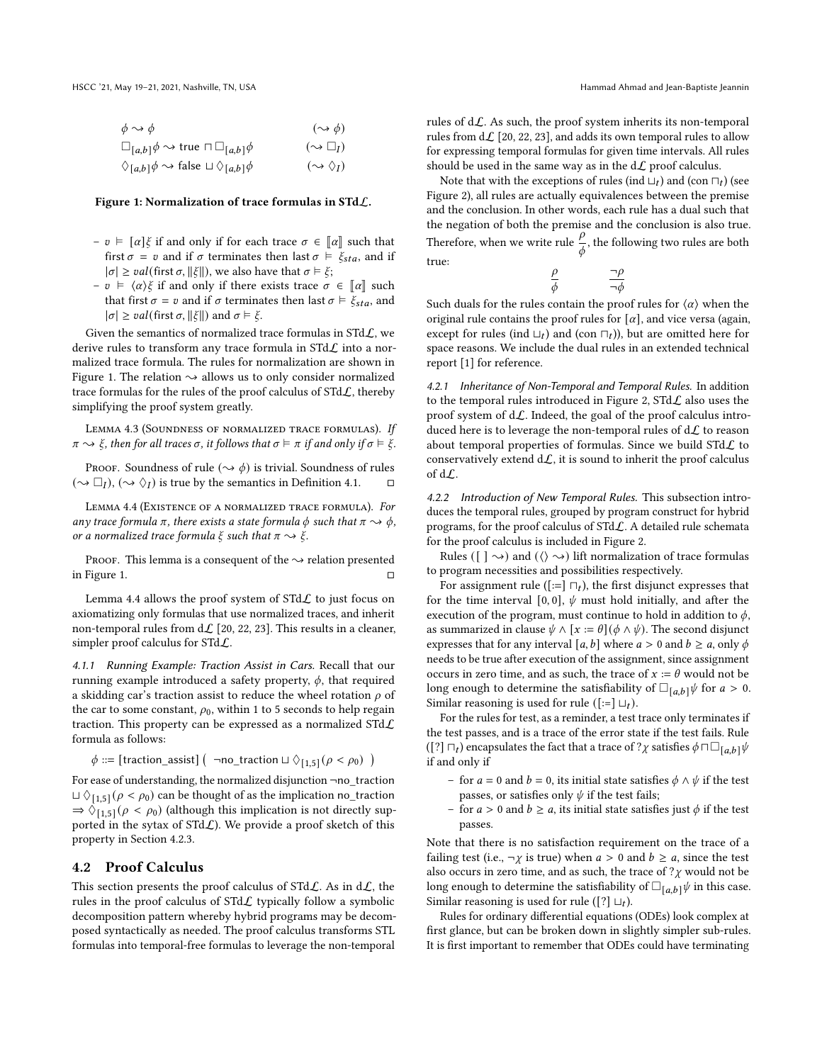$$\phi \rightsquigarrow \phi \qquad (\rightsquigarrow \phi)$$

$$\Box_{[a,b]}\phi \rightsquigarrow \text{true} \sqcap \Box_{[a,b]}\phi \qquad (\rightsquigarrow \Box_I)$$

$$\Diamond_{[a,b]}\phi \rightsquigarrow \text{false} \sqcup \Diamond_{[a,b]}\phi \qquad (\rightsquigarrow \Diamond_I)$$

**Figure 1: Normalization of trace formulas in STd$\mathcal{L}$.**

- $v \models [\alpha]\xi$ if and only if for each trace $\sigma \in [\![\alpha]\!]$ such that first $\sigma = v$ and if $\sigma$ terminates then last $\sigma \models \xi_{sta}$, and if $|\sigma| \geq val(\text{first}\,\sigma, \|\xi\|)$, we also have that $\sigma \models \xi$;
- $v \models \langle\alpha\rangle\xi$ if and only if there exists trace $\sigma \in [\![\alpha]\!]$ such that first $\sigma = v$ and if $\sigma$ terminates then last $\sigma \models \xi_{sta}$, and $|\sigma| \geq val(\text{first}\,\sigma, \|\xi\|)$ and $\sigma \models \xi$.

Given the semantics of normalized trace formulas in STd$\mathcal{L}$, we derive rules to transform any trace formula in STd$\mathcal{L}$ into a normalized trace formula. The rules for normalization are shown in Figure 1. The relation $\rightsquigarrow$ allows us to only consider normalized trace formulas for the rules of the proof calculus of STd$\mathcal{L}$, thereby simplifying the proof system greatly.

Lemma 4.3 (Soundness of normalized trace formulas). *If $\pi \rightsquigarrow \xi$, then for all traces $\sigma$, it follows that $\sigma \models \pi$ if and only if $\sigma \models \xi$.*

*Proof.* Soundness of rule $(\rightsquigarrow \phi)$ is trivial. Soundness of rules $(\rightsquigarrow \Box_I)$, $(\rightsquigarrow \Diamond_I)$ is true by the semantics in Definition 4.1. □

Lemma 4.4 (Existence of a normalized trace formula). *For any trace formula $\pi$, there exists a state formula $\phi$ such that $\pi \rightsquigarrow \phi$, or a normalized trace formula $\xi$ such that $\pi \rightsquigarrow \xi$.*

*Proof.* This lemma is a consequent of the $\rightsquigarrow$ relation presented in Figure 1. □

Lemma 4.4 allows the proof system of STd$\mathcal{L}$ to just focus on axiomatizing only formulas that use normalized traces, and inherit non-temporal rules from d$\mathcal{L}$ [20, 22, 23]. This results in a cleaner, simpler proof calculus for STd$\mathcal{L}$.

*4.1.1 Running Example: Traction Assist in Cars.* Recall that our running example introduced a safety property, $\phi$, that required a skidding car's traction assist to reduce the wheel rotation $\rho$ of the car to some constant, $\rho_0$, within 1 to 5 seconds to help regain traction. This property can be expressed as a normalized STd$\mathcal{L}$ formula as follows:

$$\phi ::= [\text{traction\_assist}]\left(\ \neg\text{no\_traction} \sqcup \Diamond_{[1,5]}(\rho < \rho_0)\ \right)$$

For ease of understanding, the normalized disjunction $\neg$no_traction $\sqcup \Diamond_{[1,5]}(\rho < \rho_0)$ can be thought of as the implication no_traction $\Rightarrow \Diamond_{[1,5]}(\rho < \rho_0)$ (although this implication is not directly supported in the sytax of STd$\mathcal{L}$). We provide a proof sketch of this property in Section 4.2.3.

## 4.2 Proof Calculus

This section presents the proof calculus of STd$\mathcal{L}$. As in d$\mathcal{L}$, the rules in the proof calculus of STd$\mathcal{L}$ typically follow a symbolic decomposition pattern whereby hybrid programs may be decomposed syntactically as needed. The proof calculus transforms STL formulas into temporal-free formulas to leverage the non-temporal rules of d$\mathcal{L}$. As such, the proof system inherits its non-temporal rules from d$\mathcal{L}$ [20, 22, 23], and adds its own temporal rules to allow for expressing temporal formulas for given time intervals. All rules should be used in the same way as in the d$\mathcal{L}$ proof calculus.

Note that with the exceptions of rules (ind $\sqcup_t$) and (con $\sqcap_t$) (see Figure 2), all rules are actually equivalences between the premise and the conclusion. In other words, each rule has a dual such that the negation of both the premise and the conclusion is also true. Therefore, when we write rule $\frac{\rho}{\phi}$, the following two rules are both true:

$$\frac{\rho}{\phi} \qquad\qquad \frac{\neg\rho}{\neg\phi}$$

Such duals for the rules contain the proof rules for $\langle\alpha\rangle$ when the original rule contains the proof rules for $[\alpha]$, and vice versa (again, except for rules (ind $\sqcup_t$) and (con $\sqcap_t$)), but are omitted here for space reasons. We include the dual rules in an extended technical report [1] for reference.

*4.2.1 Inheritance of Non-Temporal and Temporal Rules.* In addition to the temporal rules introduced in Figure 2, STd$\mathcal{L}$ also uses the proof system of d$\mathcal{L}$. Indeed, the goal of the proof calculus introduced here is to leverage the non-temporal rules of d$\mathcal{L}$ to reason about temporal properties of formulas. Since we build STd$\mathcal{L}$ to conservatively extend d$\mathcal{L}$, it is sound to inherit the proof calculus of d$\mathcal{L}$.

*4.2.2 Introduction of New Temporal Rules.* This subsection introduces the temporal rules, grouped by program construct for hybrid programs, for the proof calculus of STd$\mathcal{L}$. A detailed rule schemata for the proof calculus is included in Figure 2.

Rules ($[\,]\rightsquigarrow$) and ($\langle\rangle\rightsquigarrow$) lift normalization of trace formulas to program necessities and possibilities respectively.

For assignment rule ($[:=]\sqcap_t$), the first disjunct expresses that for the time interval $[0, 0]$, $\psi$ must hold initially, and after the execution of the program, must continue to hold in addition to $\phi$, as summarized in clause $\psi \wedge [x := \theta](\phi \wedge \psi)$. The second disjunct expresses that for any interval $[a, b]$ where $a > 0$ and $b \geq a$, only $\phi$ needs to be true after execution of the assignment, since assignment occurs in zero time, and as such, the trace of $x := \theta$ would not be long enough to determine the satisfiability of $\Box_{[a,b]}\psi$ for $a > 0$. Similar reasoning is used for rule ($[:=]\sqcup_t$).

For the rules for test, as a reminder, a test trace only terminates if the test passes, and is a trace of the error state if the test fails. Rule ($[?]\sqcap_t$) encapsulates the fact that a trace of $?\chi$ satisfies $\phi \sqcap \Box_{[a,b]}\psi$ if and only if

- for $a = 0$ and $b = 0$, its initial state satisfies $\phi \wedge \psi$ if the test passes, or satisfies only $\psi$ if the test fails;
- for $a > 0$ and $b \geq a$, its initial state satisfies just $\phi$ if the test passes.

Note that there is no satisfaction requirement on the trace of a failing test (i.e., $\neg\chi$ is true) when $a > 0$ and $b \geq a$, since the test also occurs in zero time, and as such, the trace of $?\chi$ would not be long enough to determine the satisfiability of $\Box_{[a,b]}\psi$ in this case. Similar reasoning is used for rule ($[?]\sqcup_t$).

Rules for ordinary differential equations (ODEs) look complex at first glance, but can be broken down in slightly simpler sub-rules. It is first important to remember that ODEs could have terminating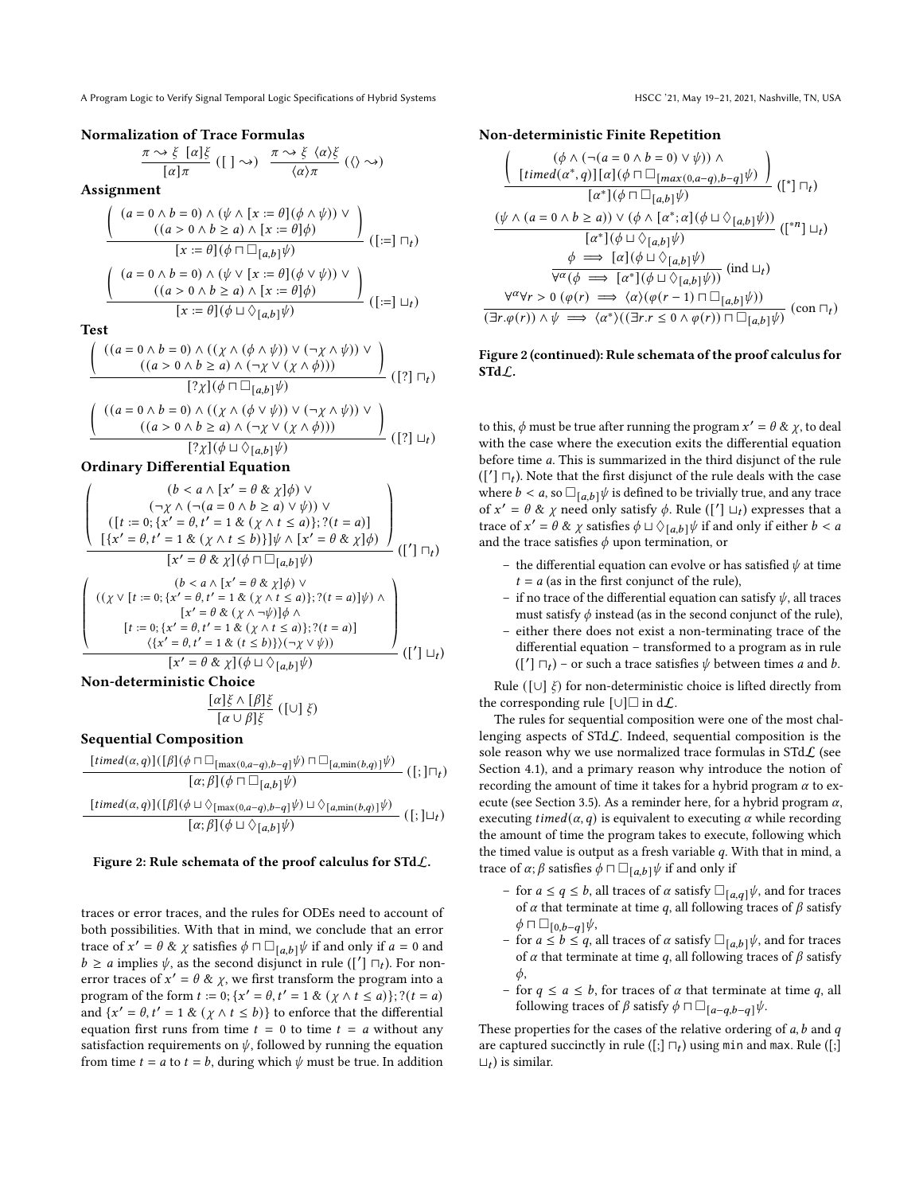### Normalization of Trace Formulas

$$\frac{\pi \rightsquigarrow \xi \;\; [\alpha]\xi}{[\alpha]\pi} \; ([\,] \rightsquigarrow) \qquad \frac{\pi \rightsquigarrow \xi \;\; \langle\alpha\rangle\xi}{\langle\alpha\rangle\pi} \; (\langle\rangle \rightsquigarrow)$$

### Assignment

$$\frac{\left(\begin{array}{c}(a = 0 \land b = 0) \land (\psi \land [x := \theta](\phi \land \psi)) \lor \\ ((a > 0 \land b \geq a) \land [x := \theta]\phi)\end{array}\right)}{[x := \theta](\phi \sqcap \square_{[a,b]}\psi)} \; ([:=] \sqcap_t)$$

$$\frac{\left(\begin{array}{c}(a = 0 \land b = 0) \land (\psi \lor [x := \theta](\phi \lor \psi)) \lor \\ ((a > 0 \land b \geq a) \land [x := \theta]\phi)\end{array}\right)}{[x := \theta](\phi \sqcup \Diamond_{[a,b]}\psi)} \; ([:=] \sqcup_t)$$

### Test

$$\frac{\left(\begin{array}{c}((a = 0 \land b = 0) \land ((\chi \land (\phi \land \psi)) \lor (\neg\chi \land \psi)) \lor \\ ((a > 0 \land b \geq a) \land (\neg\chi \lor (\chi \land \phi)))\end{array}\right)}{[?\chi](\phi \sqcap \square_{[a,b]}\psi)} \; ([?] \sqcap_t)$$

$$\frac{\left(\begin{array}{c}((a = 0 \land b = 0) \land ((\chi \land (\phi \lor \psi)) \lor (\neg\chi \land \psi)) \lor \\ ((a > 0 \land b \geq a) \land (\neg\chi \lor (\chi \land \phi)))\end{array}\right)}{[?\chi](\phi \sqcup \Diamond_{[a,b]}\psi)} \; ([?] \sqcup_t)$$

### Ordinary Differential Equation

$$\frac{\left(\begin{array}{c}(b < a \land [x' = \theta \;\&\; \chi]\phi) \lor \\ (\neg\chi \land (\neg(a = 0 \land b \geq a) \lor \psi)) \lor \\ ([t := 0; \{x' = \theta, t' = 1 \;\&\; (\chi \land t \leq a)\}; ?(t = a)] \\ \;[\{x' = \theta, t' = 1 \;\&\; (\chi \land t \leq b)\}]\psi \land [x' = \theta \;\&\; \chi]\phi)\end{array}\right)}{[x' = \theta \;\&\; \chi](\phi \sqcap \square_{[a,b]}\psi)} \; (['] \sqcap_t)$$

$$\frac{\left(\begin{array}{c}(b < a \land [x' = \theta \;\&\; \chi]\phi) \lor \\ ((\chi \lor [t := 0; \{x' = \theta, t' = 1 \;\&\; (\chi \land t \leq a)\}; ?(t = a)]\psi) \land \\ {[x' = \theta \;\&\; (\chi \land \neg\psi)]\phi} \;\land \\ {[t := 0; \{x' = \theta, t' = 1 \;\&\; (\chi \land t \leq a)\}; ?(t = a)]} \\ \langle\{x' = \theta, t' = 1 \;\&\; (t \leq b)\}\rangle(\neg\chi \lor \psi))\end{array}\right)}{[x' = \theta \;\&\; \chi](\phi \sqcup \Diamond_{[a,b]}\psi)} \; (['] \sqcup_t)$$

### Non-deterministic Choice

$$\frac{[\alpha]\xi \land [\beta]\xi}{[\alpha \cup \beta]\xi} \; ([\cup] \; \xi)$$

### Sequential Composition

$$\frac{[timed(\alpha, q)]([\beta](\phi \sqcap \square_{[\max(0,a-q),b-q]}\psi) \sqcap \square_{[a,\min(b,q)]}\psi)}{[\alpha;\beta](\phi \sqcap \square_{[a,b]}\psi)} \; ([;]\sqcap_t)$$

$$\frac{[timed(\alpha, q)]([\beta](\phi \sqcup \Diamond_{[\max(0,a-q),b-q]}\psi) \sqcup \Diamond_{[a,\min(b,q)]}\psi)}{[\alpha;\beta](\phi \sqcup \Diamond_{[a,b]}\psi)} \; ([;]\sqcup_t)$$

**Figure 2: Rule schemata of the proof calculus for STd$\mathcal{L}$.**

### Non-deterministic Finite Repetition

$$\frac{\left(\begin{array}{c}(\phi \land (\neg(a = 0 \land b = 0) \lor \psi)) \land \\ {[timed(\alpha^*, q)][\alpha](\phi \sqcap \square_{[max(0,a-q),b-q]}\psi)}\end{array}\right)}{[\alpha^*](\phi \sqcap \square_{[a,b]}\psi)} \; ([^*] \sqcap_t)$$

$$\frac{(\psi \land (a = 0 \land b \geq a)) \lor (\phi \land [\alpha^*;\alpha](\phi \sqcup \Diamond_{[a,b]}\psi))}{[\alpha^*](\phi \sqcup \Diamond_{[a,b]}\psi)} \; ([^{*n}] \sqcup_t)$$

$$\frac{\phi \implies [\alpha](\phi \sqcup \Diamond_{[a,b]}\psi)}{\forall^\alpha(\phi \implies [\alpha^*](\phi \sqcup \Diamond_{[a,b]}\psi))} \; (\text{ind} \sqcup_t)$$

$$\frac{\forall^\alpha \forall r > 0 \; (\varphi(r) \implies \langle\alpha\rangle(\varphi(r-1) \sqcap \square_{[a,b]}\psi))}{(\exists r.\varphi(r)) \land \psi \implies \langle\alpha^*\rangle((\exists r.r \leq 0 \land \varphi(r)) \sqcap \square_{[a,b]}\psi)} \; (\text{con} \sqcap_t)$$

**Figure 2 (continued): Rule schemata of the proof calculus for STd$\mathcal{L}$.**

traces or error traces, and the rules for ODEs need to account of both possibilities. With that in mind, we conclude that an error trace of $x' = \theta \;\&\; \chi$ satisfies $\phi \sqcap \square_{[a,b]}\psi$ if and only if $a = 0$ and $b \geq a$ implies $\psi$, as the second disjunct in rule $(['] \sqcap_t)$. For non-error traces of $x' = \theta \;\&\; \chi$, we first transform the program into a program of the form $t := 0; \{x' = \theta, t' = 1 \;\&\; (\chi \land t \leq a)\}; ?(t = a)$ and $\{x' = \theta, t' = 1 \;\&\; (\chi \land t \leq b)\}$ to enforce that the differential equation first runs from time $t = 0$ to time $t = a$ without any satisfaction requirements on $\psi$, followed by running the equation from time $t = a$ to $t = b$, during which $\psi$ must be true. In addition to this, $\phi$ must be true after running the program $x' = \theta \;\&\; \chi$, to deal with the case where the execution exits the differential equation before time $a$. This is summarized in the third disjunct of the rule $(['] \sqcap_t)$. Note that the first disjunct of the rule deals with the case where $b < a$, so $\square_{[a,b]}\psi$ is defined to be trivially true, and any trace of $x' = \theta \;\&\; \chi$ need only satisfy $\phi$. Rule $(['] \sqcup_t)$ expresses that a trace of $x' = \theta \;\&\; \chi$ satisfies $\phi \sqcup \Diamond_{[a,b]}\psi$ if and only if either $b < a$ and the trace satisfies $\phi$ upon termination, or

- the differential equation can evolve or has satisfied $\psi$ at time $t = a$ (as in the first conjunct of the rule),
- if no trace of the differential equation can satisfy $\psi$, all traces must satisfy $\phi$ instead (as in the second conjunct of the rule),
- either there does not exist a non-terminating trace of the differential equation – transformed to a program as in rule $(['] \sqcap_t)$ – or such a trace satisfies $\psi$ between times $a$ and $b$.

Rule $([\cup] \; \xi)$ for non-deterministic choice is lifted directly from the corresponding rule $[\cup]\square$ in d$\mathcal{L}$.

The rules for sequential composition were one of the most challenging aspects of STd$\mathcal{L}$. Indeed, sequential composition is the sole reason why we use normalized trace formulas in STd$\mathcal{L}$ (see Section 4.1), and a primary reason why introduce the notion of recording the amount of time it takes for a hybrid program $\alpha$ to execute (see Section 3.5). As a reminder here, for a hybrid program $\alpha$, executing $timed(\alpha, q)$ is equivalent to executing $\alpha$ while recording the amount of time the program takes to execute, following which the timed value is output as a fresh variable $q$. With that in mind, a trace of $\alpha;\beta$ satisfies $\phi \sqcap \square_{[a,b]}\psi$ if and only if

- for $a \leq q \leq b$, all traces of $\alpha$ satisfy $\square_{[a,q]}\psi$, and for traces of $\alpha$ that terminate at time $q$, all following traces of $\beta$ satisfy $\phi \sqcap \square_{[0,b-q]}\psi$,
- for $a \leq b \leq q$, all traces of $\alpha$ satisfy $\square_{[a,b]}\psi$, and for traces of $\alpha$ that terminate at time $q$, all following traces of $\beta$ satisfy $\phi$,
- for $q \leq a \leq b$, for traces of $\alpha$ that terminate at time $q$, all following traces of $\beta$ satisfy $\phi \sqcap \square_{[a-q,b-q]}\psi$.

These properties for the cases of the relative ordering of $a, b$ and $q$ are captured succinctly in rule $([;] \sqcap_t)$ using min and max. Rule $([;] \sqcup_t)$ is similar.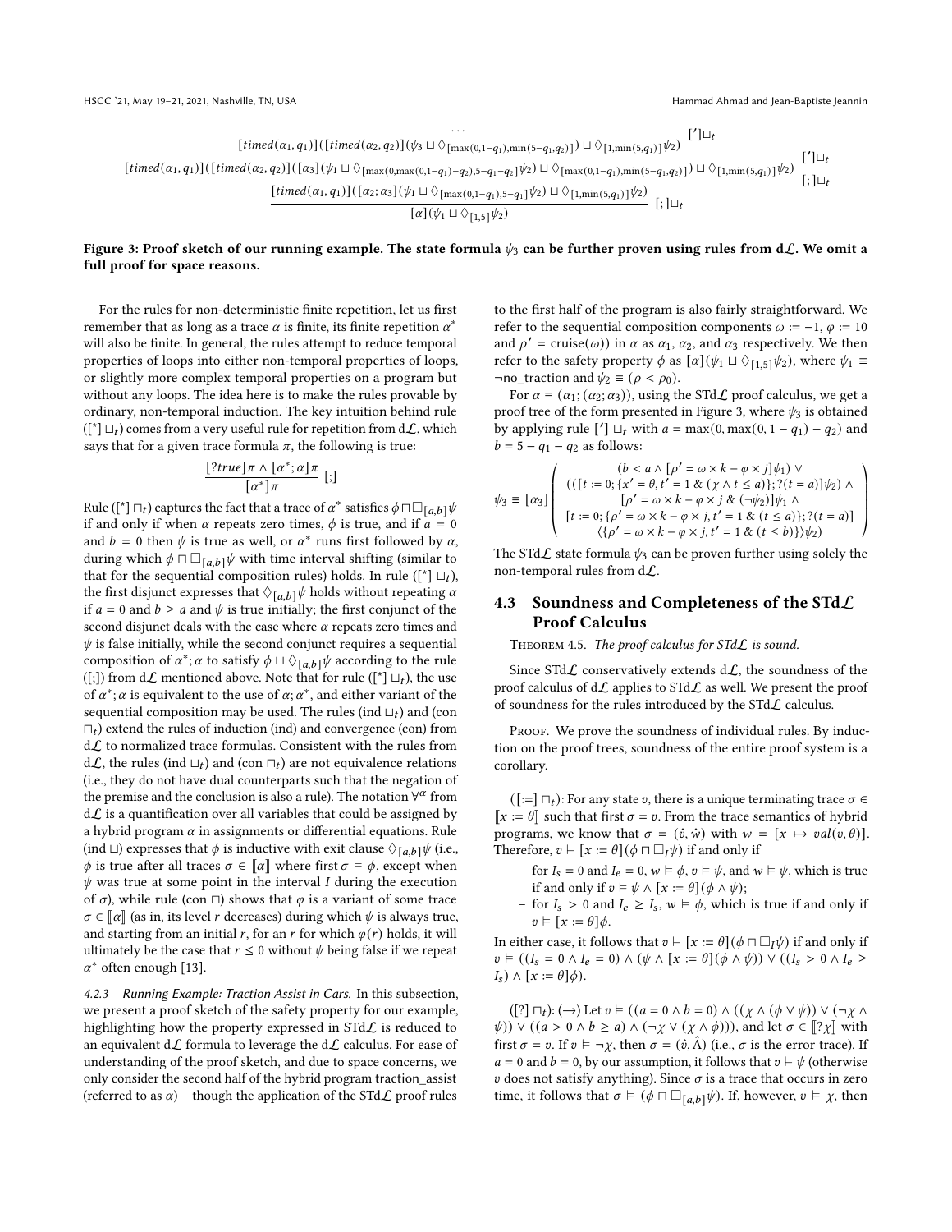$$
\dfrac{\dfrac{\dfrac{\cdots}{[timed(\alpha_1,q_1)]([timed(\alpha_2,q_2)](\psi_3 \sqcup \Diamond_{[\max(0,1-q_1),\min(5-q_1,q_2)]}) \sqcup \Diamond_{[1,\min(5,q_1)]}\psi_2)}\ [']\sqcup_t}{[timed(\alpha_1,q_1)]([timed(\alpha_2,q_2)]([\alpha_3](\psi_1 \sqcup \Diamond_{[\max(0,\max(0,1-q_1)-q_2),5-q_1-q_2]}\psi_2) \sqcup \Diamond_{[\max(0,1-q_1),\min(5-q_1,q_2)]}) \sqcup \Diamond_{[1,\min(5,q_1)]}\psi_2)}\ [']\sqcup_t}{\dfrac{[timed(\alpha_1,q_1)]([\alpha_2;\alpha_3](\psi_1 \sqcup \Diamond_{[\max(0,1-q_1),5-q_1]}\psi_2) \sqcup \Diamond_{[1,\min(5,q_1)]}\psi_2)}{[\alpha](\psi_1 \sqcup \Diamond_{[1,5]}\psi_2)}\ [;]\sqcup_t}\ [;]\sqcup_t
$$

**Figure 3: Proof sketch of our running example. The state formula $\psi_3$ can be further proven using rules from d$\mathcal{L}$. We omit a full proof for space reasons.**

For the rules for non-deterministic finite repetition, let us first remember that as long as a trace $\alpha$ is finite, its finite repetition $\alpha^*$ will also be finite. In general, the rules attempt to reduce temporal properties of loops into either non-temporal properties of loops, or slightly more complex temporal properties on a program but without any loops. The idea here is to make the rules provable by ordinary, non-temporal induction. The key intuition behind rule $([^*]\sqcup_t)$ comes from a very useful rule for repetition from d$\mathcal{L}$, which says that for a given trace formula $\pi$, the following is true:

$$
\frac{[?true]\pi \wedge [\alpha^*;\alpha]\pi}{[\alpha^*]\pi}\ [;]
$$

Rule $([^*]\sqcap_t)$ captures the fact that a trace of $\alpha^*$ satisfies $\phi \sqcap \Box_{[a,b]}\psi$ if and only if when $\alpha$ repeats zero times, $\phi$ is true, and if $a = 0$ and $b = 0$ then $\psi$ is true as well, or $\alpha^*$ runs first followed by $\alpha$, during which $\phi \sqcap \Box_{[a,b]}\psi$ with time interval shifting (similar to that for the sequential composition rules) holds. In rule $([^*]\sqcup_t)$, the first disjunct expresses that $\Diamond_{[a,b]}\psi$ holds without repeating $\alpha$ if $a = 0$ and $b \geq a$ and $\psi$ is true initially; the first conjunct of the second disjunct deals with the case where $\alpha$ repeats zero times and $\psi$ is false initially, while the second conjunct requires a sequential composition of $\alpha^*;\alpha$ to satisfy $\phi \sqcup \Diamond_{[a,b]}\psi$ according to the rule ([;]) from d$\mathcal{L}$ mentioned above. Note that for rule $([^*]\sqcup_t)$, the use of $\alpha^*;\alpha$ is equivalent to the use of $\alpha;\alpha^*$, and either variant of the sequential composition may be used. The rules (ind $\sqcup_t$) and (con $\sqcap_t$) extend the rules of induction (ind) and convergence (con) from d$\mathcal{L}$ to normalized trace formulas. Consistent with the rules from d$\mathcal{L}$, the rules (ind $\sqcup_t$) and (con $\sqcap_t$) are not equivalence relations (i.e., they do not have dual counterparts such that the negation of the premise and the conclusion is also a rule). The notation $\forall^\alpha$ from d$\mathcal{L}$ is a quantification over all variables that could be assigned by a hybrid program $\alpha$ in assignments or differential equations. Rule (ind $\sqcup$) expresses that $\phi$ is inductive with exit clause $\Diamond_{[a,b]}\psi$ (i.e., $\phi$ is true after all traces $\sigma \in [\![\alpha]\!]$ where first $\sigma \vDash \phi$, except when $\psi$ was true at some point in the interval $I$ during the execution of $\sigma$), while rule (con $\sqcap$) shows that $\varphi$ is a variant of some trace $\sigma \in [\![\alpha]\!]$ (as in, its level $r$ decreases) during which $\psi$ is always true, and starting from an initial $r$, for an $r$ for which $\varphi(r)$ holds, it will ultimately be the case that $r \leq 0$ without $\psi$ being false if we repeat $\alpha^*$ often enough [13].

#### 4.2.3 Running Example: Traction Assist in Cars.

In this subsection, we present a proof sketch of the safety property for our example, highlighting how the property expressed in STd$\mathcal{L}$ is reduced to an equivalent d$\mathcal{L}$ formula to leverage the d$\mathcal{L}$ calculus. For ease of understanding of the proof sketch, and due to space concerns, we only consider the second half of the hybrid program traction_assist (referred to as $\alpha$) – though the application of the STd$\mathcal{L}$ proof rules to the first half of the program is also fairly straightforward. We refer to the sequential composition components $\omega := -1$, $\varphi := 10$ and $\rho' = \text{cruise}(\omega)$) in $\alpha$ as $\alpha_1$, $\alpha_2$, and $\alpha_3$ respectively. We then refer to the safety property $\phi$ as $[\alpha](\psi_1 \sqcup \Diamond_{[1,5]}\psi_2)$, where $\psi_1 \equiv \neg\text{no\_traction}$ and $\psi_2 \equiv (\rho < \rho_0)$.

For $\alpha \equiv (\alpha_1;(\alpha_2;\alpha_3))$, using the STd$\mathcal{L}$ proof calculus, we get a proof tree of the form presented in Figure 3, where $\psi_3$ is obtained by applying rule $[']\sqcup_t$ with $a = \max(0,\max(0,1-q_1)-q_2)$ and $b = 5 - q_1 - q_2$ as follows:

$$
\psi_3 \equiv [\alpha_3]\left(\begin{array}{c}
(b < a \wedge [\rho' = \omega \times k - \varphi \times j]\psi_1) \vee \\
(([t := 0; \{x' = \theta, t' = 1\ \&\ (\chi \wedge t \leq a)\}; ?(t = a)]\psi_2) \wedge \\
[\rho' = \omega \times k - \varphi \times j\ \&\ (\neg\psi_2)]\psi_1 \wedge \\
[t := 0; \{\rho' = \omega \times k - \varphi \times j, t' = 1\ \&\ (t \leq a)\}; ?(t = a)] \\
\langle\{\rho' = \omega \times k - \varphi \times j, t' = 1\ \&\ (t \leq b)\}\rangle\psi_2)
\end{array}\right)
$$

The STd$\mathcal{L}$ state formula $\psi_3$ can be proven further using solely the non-temporal rules from d$\mathcal{L}$.

### 4.3 Soundness and Completeness of the STd$\mathcal{L}$ Proof Calculus

**Theorem 4.5.** *The proof calculus for STd$\mathcal{L}$ is sound.*

Since STd$\mathcal{L}$ conservatively extends d$\mathcal{L}$, the soundness of the proof calculus of d$\mathcal{L}$ applies to STd$\mathcal{L}$ as well. We present the proof of soundness for the rules introduced by the STd$\mathcal{L}$ calculus.

*Proof.* We prove the soundness of individual rules. By induction on the proof trees, soundness of the entire proof system is a corollary.

$([:=]\sqcap_t)$: For any state $v$, there is a unique terminating trace $\sigma \in [\![x := \theta]\!]$ such that first $\sigma = v$. From the trace semantics of hybrid programs, we know that $\sigma = (\hat{v}, \hat{w})$ with $w = [x \mapsto val(v,\theta)]$. Therefore, $v \vDash [x := \theta](\phi \sqcap \Box_I\psi)$ if and only if

- for $I_s = 0$ and $I_e = 0$, $w \vDash \phi$, $v \vDash \psi$, and $w \vDash \psi$, which is true if and only if $v \vDash \psi \wedge [x := \theta](\phi \wedge \psi)$;
- for $I_s > 0$ and $I_e \geq I_s$, $w \vDash \phi$, which is true if and only if $v \vDash [x := \theta]\phi$.

In either case, it follows that $v \vDash [x := \theta](\phi \sqcap \Box_I\psi)$ if and only if $v \vDash ((I_s = 0 \wedge I_e = 0) \wedge (\psi \wedge [x := \theta](\phi \wedge \psi)) \vee ((I_s > 0 \wedge I_e \geq I_s) \wedge [x := \theta]\phi)$.

$([?]\sqcap_t)$: $(\rightarrow)$ Let $v \vDash ((a = 0 \wedge b = 0) \wedge ((\chi \wedge (\phi \vee \psi)) \vee (\neg\chi \wedge \psi)) \vee ((a > 0 \wedge b \geq a) \wedge (\neg\chi \vee (\chi \wedge \phi)))$, and let $\sigma \in [\![?\chi]\!]$ with first $\sigma = v$. If $v \vDash \neg\chi$, then $\sigma = (\hat{v}, \hat{\Lambda})$ (i.e., $\sigma$ is the error trace). If $a = 0$ and $b = 0$, by our assumption, it follows that $v \vDash \psi$ (otherwise $v$ does not satisfy anything). Since $\sigma$ is a trace that occurs in zero time, it follows that $\sigma \vDash (\phi \sqcap \Box_{[a,b]}\psi)$. If, however, $v \vDash \chi$, then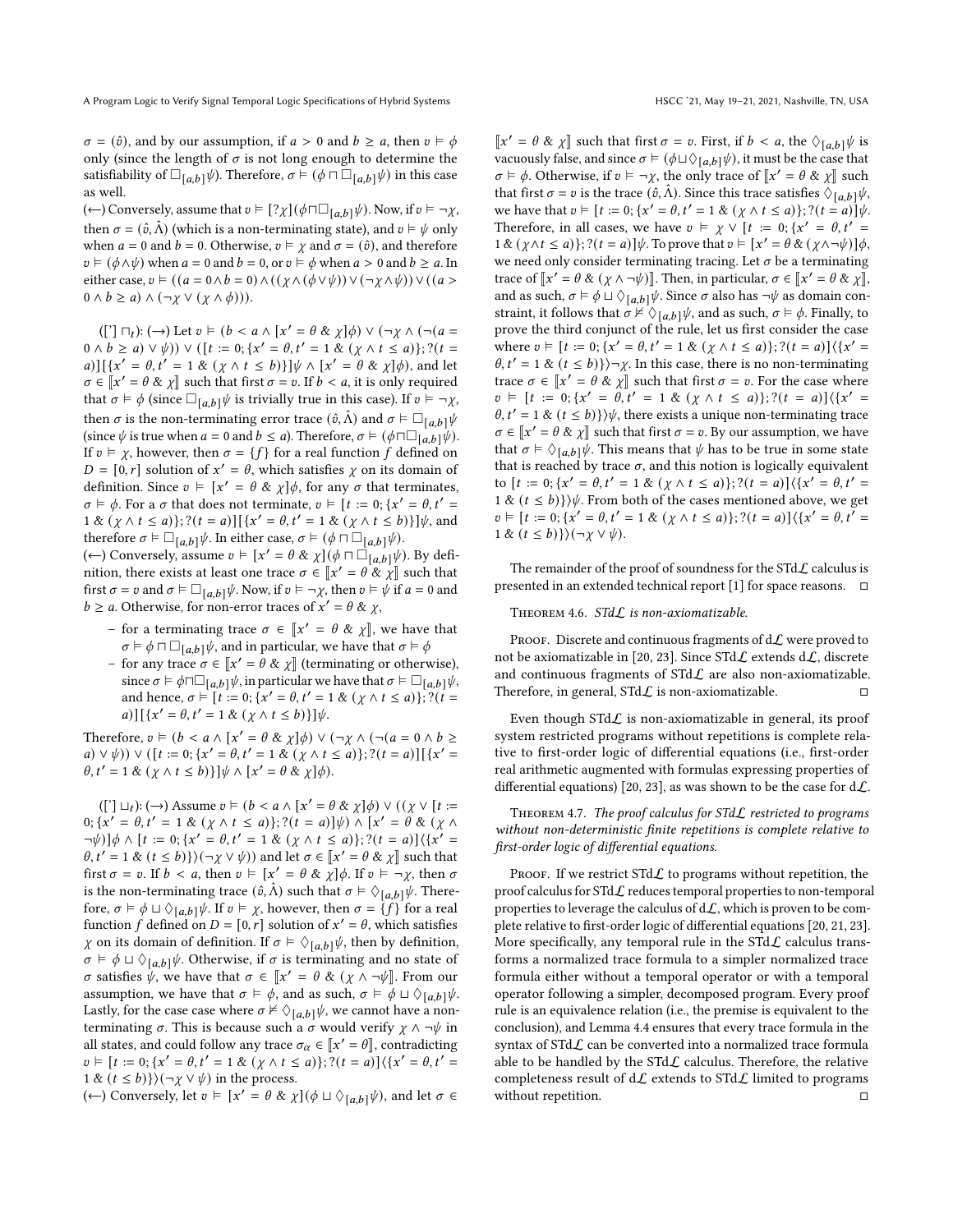$\sigma = (\hat{v})$, and by our assumption, if $a > 0$ and $b \geq a$, then $v \vDash \phi$ only (since the length of $\sigma$ is not long enough to determine the satisfiability of $\square_{[a,b]}\psi$). Therefore, $\sigma \vDash (\phi \sqcap \square_{[a,b]}\psi)$ in this case as well.

($\leftarrow$) Conversely, assume that $v \vDash [?\chi](\phi \sqcap \square_{[a,b]}\psi)$. Now, if $v \vDash \neg\chi$, then $\sigma = (\hat{v}, \hat{\Lambda})$ (which is a non-terminating state), and $v \vDash \psi$ only when $a = 0$ and $b = 0$. Otherwise, $v \vDash \chi$ and $\sigma = (\hat{v})$, and therefore $v \vDash (\phi \wedge \psi)$ when $a = 0$ and $b = 0$, or $v \vDash \phi$ when $a > 0$ and $b \geq a$. In either case, $v \vDash ((a = 0 \wedge b = 0) \wedge ((\chi \wedge (\phi \vee \psi)) \vee (\neg\chi \wedge \psi)) \vee ((a > 0 \wedge b \geq a) \wedge (\neg\chi \vee (\chi \wedge \phi)))$.

($['] \sqcap_t$): ($\rightarrow$) Let $v \vDash (b < a \wedge [x' = \theta \,\&\, \chi]\phi) \vee (\neg\chi \wedge (\neg(a = 0 \wedge b \geq a) \vee \psi)) \vee ([t := 0; \{x' = \theta, t' = 1 \,\&\, (\chi \wedge t \leq a)\}; ?(t = a)][\{x' = \theta, t' = 1 \,\&\, (\chi \wedge t \leq b)\}]\psi \wedge [x' = \theta \,\&\, \chi]\phi)$, and let $\sigma \in [\![x' = \theta \,\&\, \chi]\!]$ such that first $\sigma = v$. If $b < a$, it is only required that $\sigma \vDash \phi$ (since $\square_{[a,b]}\psi$ is trivially true in this case). If $v \vDash \neg\chi$, then $\sigma$ is the non-terminating error trace $(\hat{v}, \hat{\Lambda})$ and $\sigma \vDash \square_{[a,b]}\psi$ (since $\psi$ is true when $a = 0$ and $b \leq a$). Therefore, $\sigma \vDash (\phi \sqcap \square_{[a,b]}\psi)$. If $v \vDash \chi$, however, then $\sigma = \{f\}$ for a real function $f$ defined on $D = [0, r]$ solution of $x' = \theta$, which satisfies $\chi$ on its domain of definition. Since $v \vDash [x' = \theta \,\&\, \chi]\phi$, for any $\sigma$ that terminates, $\sigma \vDash \phi$. For a $\sigma$ that does not terminate, $v \vDash [t := 0; \{x' = \theta, t' = 1 \,\&\, (\chi \wedge t \leq a)\}; ?(t = a)][\{x' = \theta, t' = 1 \,\&\, (\chi \wedge t \leq b)\}]\psi$, and therefore $\sigma \vDash \square_{[a,b]}\psi$. In either case, $\sigma \vDash (\phi \sqcap \square_{[a,b]}\psi)$.

($\leftarrow$) Conversely, assume $v \vDash [x' = \theta \,\&\, \chi](\phi \sqcap \square_{[a,b]}\psi)$. By definition, there exists at least one trace $\sigma \in [\![x' = \theta \,\&\, \chi]\!]$ such that first $\sigma = v$ and $\sigma \vDash \square_{[a,b]}\psi$. Now, if $v \vDash \neg\chi$, then $v \vDash \psi$ if $a = 0$ and $b \geq a$. Otherwise, for non-error traces of $x' = \theta \,\&\, \chi$,

- for a terminating trace $\sigma \in [\![x' = \theta \,\&\, \chi]\!]$, we have that $\sigma \vDash \phi \sqcap \square_{[a,b]}\psi$, and in particular, we have that $\sigma \vDash \phi$
- for any trace $\sigma \in [\![x' = \theta \,\&\, \chi]\!]$ (terminating or otherwise), since $\sigma \vDash \phi \sqcap \square_{[a,b]}\psi$, in particular we have that $\sigma \vDash \square_{[a,b]}\psi$, and hence, $\sigma \vDash [t := 0; \{x' = \theta, t' = 1 \,\&\, (\chi \wedge t \leq a)\}; ?(t = a)][\{x' = \theta, t' = 1 \,\&\, (\chi \wedge t \leq b)\}]\psi$.

Therefore, $v \vDash (b < a \wedge [x' = \theta \,\&\, \chi]\phi) \vee (\neg\chi \wedge (\neg(a = 0 \wedge b \geq a) \vee \psi)) \vee ([t := 0; \{x' = \theta, t' = 1 \,\&\, (\chi \wedge t \leq a)\}; ?(t = a)][\{x' = \theta, t' = 1 \,\&\, (\chi \wedge t \leq b)\}]\psi \wedge [x' = \theta \,\&\, \chi]\phi)$.

($['] \sqcup_t$): ($\rightarrow$) Assume $v \vDash (b < a \wedge [x' = \theta \,\&\, \chi]\phi) \vee ((\chi \vee [t := 0; \{x' = \theta, t' = 1 \,\&\, (\chi \wedge t \leq a)\}; ?(t = a)]\psi) \wedge [x' = \theta \,\&\, (\chi \wedge \neg\psi)]\phi \wedge [t := 0; \{x' = \theta, t' = 1 \,\&\, (\chi \wedge t \leq a)\}; ?(t = a)]\langle\{x' = \theta, t' = 1 \,\&\, (t \leq b)\}\rangle(\neg\chi \vee \psi))$ and let $\sigma \in [\![x' = \theta \,\&\, \chi]\!]$ such that first $\sigma = v$. If $b < a$, then $v \vDash [x' = \theta \,\&\, \chi]\phi$. If $v \vDash \neg\chi$, then $\sigma$ is the non-terminating trace $(\hat{v}, \hat{\Lambda})$ such that $\sigma \vDash \diamondsuit_{[a,b]}\psi$. Therefore, $\sigma \vDash \phi \sqcup \diamondsuit_{[a,b]}\psi$. If $v \vDash \chi$, however, then $\sigma = \{f\}$ for a real function $f$ defined on $D = [0, r]$ solution of $x' = \theta$, which satisfies $\chi$ on its domain of definition. If $\sigma \vDash \diamondsuit_{[a,b]}\psi$, then by definition, $\sigma \vDash \phi \sqcup \diamondsuit_{[a,b]}\psi$. Otherwise, if $\sigma$ is terminating and no state of $\sigma$ satisfies $\psi$, we have that $\sigma \in [\![x' = \theta \,\&\, (\chi \wedge \neg\psi)]\!]$. From our assumption, we have that $\sigma \vDash \phi$, and as such, $\sigma \vDash \phi \sqcup \diamondsuit_{[a,b]}\psi$. Lastly, for the case case where $\sigma \nvDash \diamondsuit_{[a,b]}\psi$, we cannot have a non-terminating $\sigma$. This is because such a $\sigma$ would verify $\chi \wedge \neg\psi$ in all states, and could follow any trace $\sigma_\alpha \in [\![x' = \theta]\!]$, contradicting $v \vDash [t := 0; \{x' = \theta, t' = 1 \,\&\, (\chi \wedge t \leq a)\}; ?(t = a)]\langle\{x' = \theta, t' = 1 \,\&\, (t \leq b)\}\rangle(\neg\chi \vee \psi)$ in the process.

($\leftarrow$) Conversely, let $v \vDash [x' = \theta \,\&\, \chi](\phi \sqcup \diamondsuit_{[a,b]}\psi)$, and let $\sigma \in [\![x' = \theta \,\&\, \chi]\!]$ such that first $\sigma = v$. First, if $b < a$, the $\diamondsuit_{[a,b]}\psi$ is vacuously false, and since $\sigma \vDash (\phi \sqcup \diamondsuit_{[a,b]}\psi)$, it must be the case that $\sigma \vDash \phi$. Otherwise, if $v \vDash \neg\chi$, the only trace of $[\![x' = \theta \,\&\, \chi]\!]$ such that first $\sigma = v$ is the trace $(\hat{v}, \hat{\Lambda})$. Since this trace satisfies $\diamondsuit_{[a,b]}\psi$, we have that $v \vDash [t := 0; \{x' = \theta, t' = 1 \,\&\, (\chi \wedge t \leq a)\}; ?(t = a)]\psi$. Therefore, in all cases, we have $v \vDash \chi \vee [t := 0; \{x' = \theta, t' = 1 \,\&\, (\chi \wedge t \leq a)\}; ?(t = a)]\psi$. To prove that $v \vDash [x' = \theta \,\&\, (\chi \wedge \neg\psi)]\phi$, we need only consider terminating tracing. Let $\sigma$ be a terminating trace of $[\![x' = \theta \,\&\, (\chi \wedge \neg\psi)]\!]$. Then, in particular, $\sigma \in [\![x' = \theta \,\&\, \chi]\!]$, and as such, $\sigma \vDash \phi \sqcup \diamondsuit_{[a,b]}\psi$. Since $\sigma$ also has $\neg\psi$ as domain constraint, it follows that $\sigma \nvDash \diamondsuit_{[a,b]}\psi$, and as such, $\sigma \vDash \phi$. Finally, to prove the third conjunct of the rule, let us first consider the case where $v \vDash [t := 0; \{x' = \theta, t' = 1 \,\&\, (\chi \wedge t \leq a)\}; ?(t = a)]\langle\{x' = \theta, t' = 1 \,\&\, (t \leq b)\}\rangle\neg\chi$. In this case, there is no non-terminating trace $\sigma \in [\![x' = \theta \,\&\, \chi]\!]$ such that first $\sigma = v$. For the case where $v \vDash [t := 0; \{x' = \theta, t' = 1 \,\&\, (\chi \wedge t \leq a)\}; ?(t = a)]\langle\{x' = \theta, t' = 1 \,\&\, (t \leq b)\}\rangle\psi$, there exists a unique non-terminating trace $\sigma \in [\![x' = \theta \,\&\, \chi]\!]$ such that first $\sigma = v$. By our assumption, we have that $\sigma \vDash \diamondsuit_{[a,b]}\psi$. This means that $\psi$ has to be true in some state that is reached by trace $\sigma$, and this notion is logically equivalent to $[t := 0; \{x' = \theta, t' = 1 \,\&\, (\chi \wedge t \leq a)\}; ?(t = a)]\langle\{x' = \theta, t' = 1 \,\&\, (t \leq b)\}\rangle\psi$. From both of the cases mentioned above, we get $v \vDash [t := 0; \{x' = \theta, t' = 1 \,\&\, (\chi \wedge t \leq a)\}; ?(t = a)]\langle\{x' = \theta, t' = 1 \,\&\, (t \leq b)\}\rangle(\neg\chi \vee \psi)$.

The remainder of the proof of soundness for the STd$\mathcal{L}$ calculus is presented in an extended technical report [1] for space reasons. ◻

**Theorem 4.6.** *STd$\mathcal{L}$ is non-axiomatizable.*

Proof. Discrete and continuous fragments of d$\mathcal{L}$ were proved to not be axiomatizable in [20, 23]. Since STd$\mathcal{L}$ extends d$\mathcal{L}$, discrete and continuous fragments of STd$\mathcal{L}$ are also non-axiomatizable. Therefore, in general, STd$\mathcal{L}$ is non-axiomatizable. ◻

Even though STd$\mathcal{L}$ is non-axiomatizable in general, its proof system restricted programs without repetitions is complete relative to first-order logic of differential equations (i.e., first-order real arithmetic augmented with formulas expressing properties of differential equations) [20, 23], as was shown to be the case for d$\mathcal{L}$.

**Theorem 4.7.** *The proof calculus for STd$\mathcal{L}$ restricted to programs without non-deterministic finite repetitions is complete relative to first-order logic of differential equations.*

Proof. If we restrict STd$\mathcal{L}$ to programs without repetition, the proof calculus for STd$\mathcal{L}$ reduces temporal properties to non-temporal properties to leverage the calculus of d$\mathcal{L}$, which is proven to be complete relative to first-order logic of differential equations [20, 21, 23]. More specifically, any temporal rule in the STd$\mathcal{L}$ calculus transforms a normalized trace formula to a simpler normalized trace formula either without a temporal operator or with a temporal operator following a simpler, decomposed program. Every proof rule is an equivalence relation (i.e., the premise is equivalent to the conclusion), and Lemma 4.4 ensures that every trace formula in the syntax of STd$\mathcal{L}$ can be converted into a normalized trace formula able to be handled by the STd$\mathcal{L}$ calculus. Therefore, the relative completeness result of d$\mathcal{L}$ extends to STd$\mathcal{L}$ limited to programs without repetition. ◻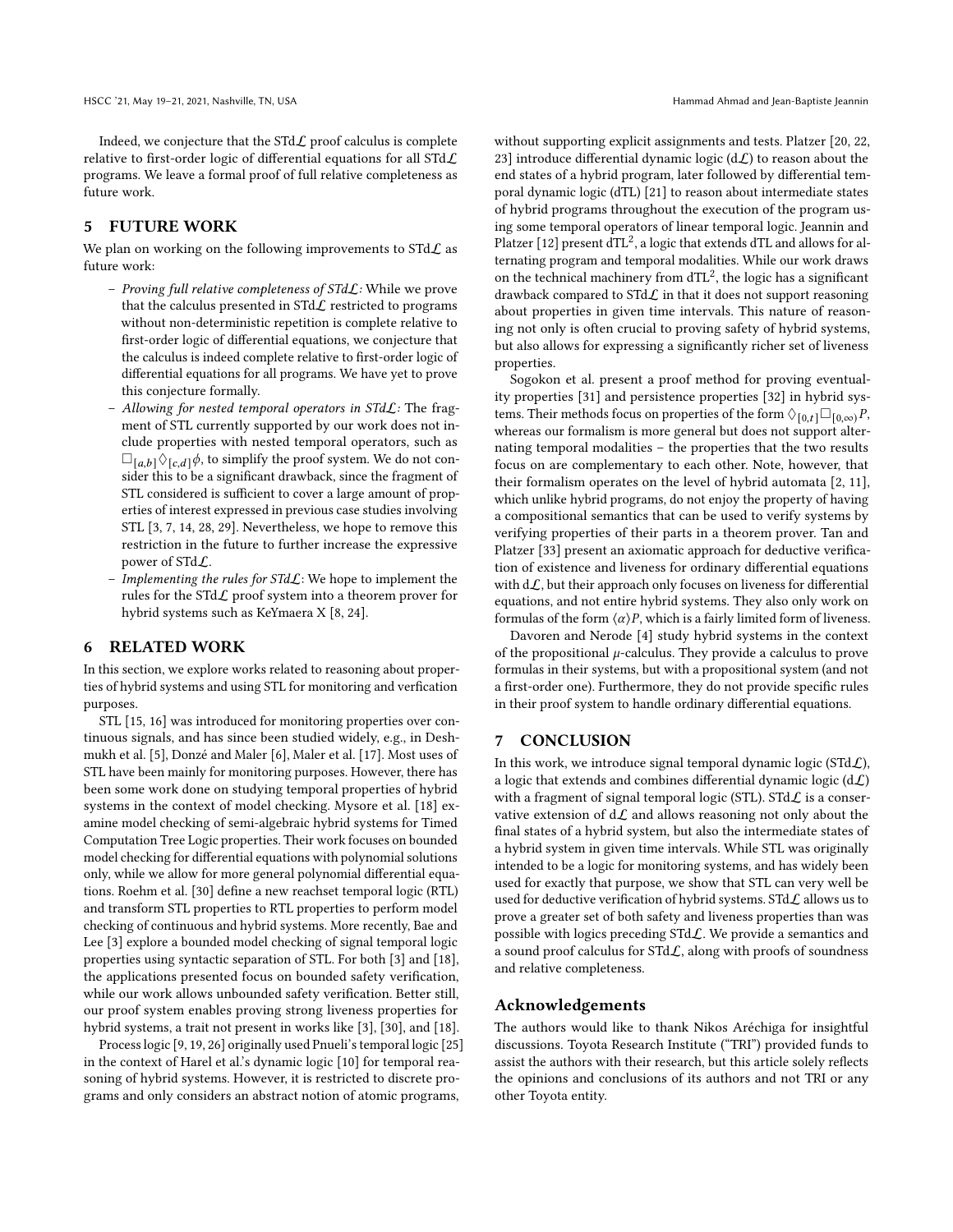Indeed, we conjecture that the STd$\mathcal{L}$ proof calculus is complete relative to first-order logic of differential equations for all STd$\mathcal{L}$ programs. We leave a formal proof of full relative completeness as future work.

## 5 FUTURE WORK

We plan on working on the following improvements to STd$\mathcal{L}$ as future work:

- *Proving full relative completeness of STd$\mathcal{L}$:* While we prove that the calculus presented in STd$\mathcal{L}$ restricted to programs without non-deterministic repetition is complete relative to first-order logic of differential equations, we conjecture that the calculus is indeed complete relative to first-order logic of differential equations for all programs. We have yet to prove this conjecture formally.
- *Allowing for nested temporal operators in STd$\mathcal{L}$:* The fragment of STL currently supported by our work does not include properties with nested temporal operators, such as $\Box_{[a,b]}\Diamond_{[c,d]}\phi$, to simplify the proof system. We do not consider this to be a significant drawback, since the fragment of STL considered is sufficient to cover a large amount of properties of interest expressed in previous case studies involving STL [3, 7, 14, 28, 29]. Nevertheless, we hope to remove this restriction in the future to further increase the expressive power of STd$\mathcal{L}$.
- *Implementing the rules for STd$\mathcal{L}$:* We hope to implement the rules for the STd$\mathcal{L}$ proof system into a theorem prover for hybrid systems such as KeYmaera X [8, 24].

## 6 RELATED WORK

In this section, we explore works related to reasoning about properties of hybrid systems and using STL for monitoring and verfication purposes.

STL [15, 16] was introduced for monitoring properties over continuous signals, and has since been studied widely, e.g., in Deshmukh et al. [5], Donzé and Maler [6], Maler et al. [17]. Most uses of STL have been mainly for monitoring purposes. However, there has been some work done on studying temporal properties of hybrid systems in the context of model checking. Mysore et al. [18] examine model checking of semi-algebraic hybrid systems for Timed Computation Tree Logic properties. Their work focuses on bounded model checking for differential equations with polynomial solutions only, while we allow for more general polynomial differential equations. Roehm et al. [30] define a new reachset temporal logic (RTL) and transform STL properties to RTL properties to perform model checking of continuous and hybrid systems. More recently, Bae and Lee [3] explore a bounded model checking of signal temporal logic properties using syntactic separation of STL. For both [3] and [18], the applications presented focus on bounded safety verification, while our work allows unbounded safety verification. Better still, our proof system enables proving strong liveness properties for hybrid systems, a trait not present in works like [3], [30], and [18].

Process logic [9, 19, 26] originally used Pnueli's temporal logic [25] in the context of Harel et al.'s dynamic logic [10] for temporal reasoning of hybrid systems. However, it is restricted to discrete programs and only considers an abstract notion of atomic programs, without supporting explicit assignments and tests. Platzer [20, 22, 23] introduce differential dynamic logic (d$\mathcal{L}$) to reason about the end states of a hybrid program, later followed by differential temporal dynamic logic (dTL) [21] to reason about intermediate states of hybrid programs throughout the execution of the program using some temporal operators of linear temporal logic. Jeannin and Platzer [12] present dTL$^2$, a logic that extends dTL and allows for alternating program and temporal modalities. While our work draws on the technical machinery from dTL$^2$, the logic has a significant drawback compared to STd$\mathcal{L}$ in that it does not support reasoning about properties in given time intervals. This nature of reasoning not only is often crucial to proving safety of hybrid systems, but also allows for expressing a significantly richer set of liveness properties.

Sogokon et al. present a proof method for proving eventuality properties [31] and persistence properties [32] in hybrid systems. Their methods focus on properties of the form $\Diamond_{[0,t]}\Box_{[0,\infty)}P$, whereas our formalism is more general but does not support alternating temporal modalities – the properties that the two results focus on are complementary to each other. Note, however, that their formalism operates on the level of hybrid automata [2, 11], which unlike hybrid programs, do not enjoy the property of having a compositional semantics that can be used to verify systems by verifying properties of their parts in a theorem prover. Tan and Platzer [33] present an axiomatic approach for deductive verification of existence and liveness for ordinary differential equations with d$\mathcal{L}$, but their approach only focuses on liveness for differential equations, and not entire hybrid systems. They also only work on formulas of the form $\langle\alpha\rangle P$, which is a fairly limited form of liveness.

Davoren and Nerode [4] study hybrid systems in the context of the propositional $\mu$-calculus. They provide a calculus to prove formulas in their systems, but with a propositional system (and not a first-order one). Furthermore, they do not provide specific rules in their proof system to handle ordinary differential equations.

## 7 CONCLUSION

In this work, we introduce signal temporal dynamic logic (STd$\mathcal{L}$), a logic that extends and combines differential dynamic logic (d$\mathcal{L}$) with a fragment of signal temporal logic (STL). STd$\mathcal{L}$ is a conservative extension of d$\mathcal{L}$ and allows reasoning not only about the final states of a hybrid system, but also the intermediate states of a hybrid system in given time intervals. While STL was originally intended to be a logic for monitoring systems, and has widely been used for exactly that purpose, we show that STL can very well be used for deductive verification of hybrid systems. STd$\mathcal{L}$ allows us to prove a greater set of both safety and liveness properties than was possible with logics preceding STd$\mathcal{L}$. We provide a semantics and a sound proof calculus for STd$\mathcal{L}$, along with proofs of soundness and relative completeness.

## Acknowledgements

The authors would like to thank Nikos Aréchiga for insightful discussions. Toyota Research Institute ("TRI") provided funds to assist the authors with their research, but this article solely reflects the opinions and conclusions of its authors and not TRI or any other Toyota entity.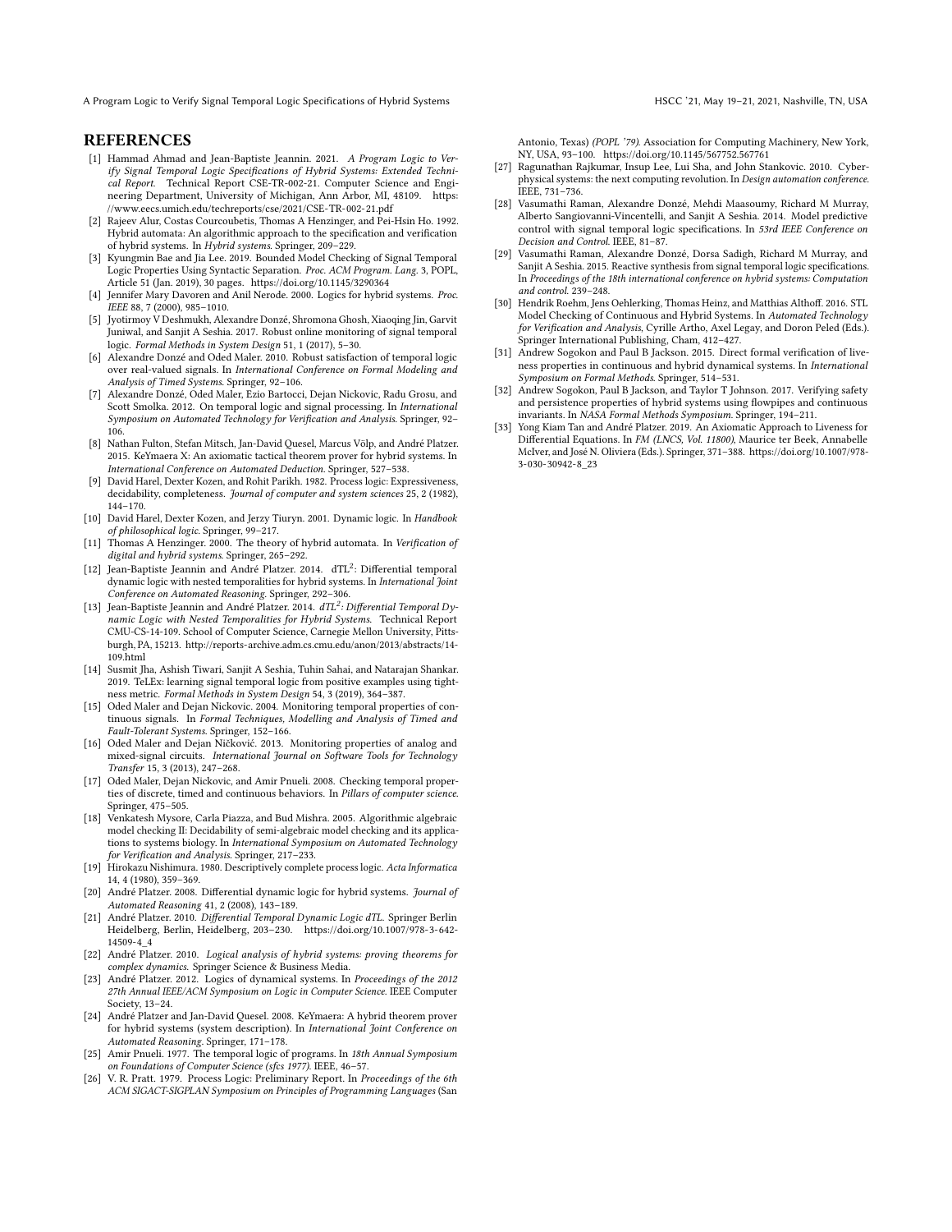## REFERENCES

[1] Hammad Ahmad and Jean-Baptiste Jeannin. 2021. *A Program Logic to Verify Signal Temporal Logic Specifications of Hybrid Systems: Extended Technical Report.* Technical Report CSE-TR-002-21. Computer Science and Engineering Department, University of Michigan, Ann Arbor, MI, 48109. https://www.eecs.umich.edu/techreports/cse/2021/CSE-TR-002-21.pdf

[2] Rajeev Alur, Costas Courcoubetis, Thomas A Henzinger, and Pei-Hsin Ho. 1992. Hybrid automata: An algorithmic approach to the specification and verification of hybrid systems. In *Hybrid systems*. Springer, 209–229.

[3] Kyungmin Bae and Jia Lee. 2019. Bounded Model Checking of Signal Temporal Logic Properties Using Syntactic Separation. *Proc. ACM Program. Lang.* 3, POPL, Article 51 (Jan. 2019), 30 pages. https://doi.org/10.1145/3290364

[4] Jennifer Mary Davoren and Anil Nerode. 2000. Logics for hybrid systems. *Proc. IEEE* 88, 7 (2000), 985–1010.

[5] Jyotirmoy V Deshmukh, Alexandre Donzé, Shromona Ghosh, Xiaoqing Jin, Garvit Juniwal, and Sanjit A Seshia. 2017. Robust online monitoring of signal temporal logic. *Formal Methods in System Design* 51, 1 (2017), 5–30.

[6] Alexandre Donzé and Oded Maler. 2010. Robust satisfaction of temporal logic over real-valued signals. In *International Conference on Formal Modeling and Analysis of Timed Systems*. Springer, 92–106.

[7] Alexandre Donzé, Oded Maler, Ezio Bartocci, Dejan Nickovic, Radu Grosu, and Scott Smolka. 2012. On temporal logic and signal processing. In *International Symposium on Automated Technology for Verification and Analysis*. Springer, 92–106.

[8] Nathan Fulton, Stefan Mitsch, Jan-David Quesel, Marcus Völp, and André Platzer. 2015. KeYmaera X: An axiomatic tactical theorem prover for hybrid systems. In *International Conference on Automated Deduction*. Springer, 527–538.

[9] David Harel, Dexter Kozen, and Rohit Parikh. 1982. Process logic: Expressiveness, decidability, completeness. *Journal of computer and system sciences* 25, 2 (1982), 144–170.

[10] David Harel, Dexter Kozen, and Jerzy Tiuryn. 2001. Dynamic logic. In *Handbook of philosophical logic*. Springer, 99–217.

[11] Thomas A Henzinger. 2000. The theory of hybrid automata. In *Verification of digital and hybrid systems*. Springer, 265–292.

[12] Jean-Baptiste Jeannin and André Platzer. 2014. dTL$^2$: Differential temporal dynamic logic with nested temporalities for hybrid systems. In *International Joint Conference on Automated Reasoning*. Springer, 292–306.

[13] Jean-Baptiste Jeannin and André Platzer. 2014. *dTL$^2$: Differential Temporal Dynamic Logic with Nested Temporalities for Hybrid Systems.* Technical Report CMU-CS-14-109. School of Computer Science, Carnegie Mellon University, Pittsburgh, PA, 15213. http://reports-archive.adm.cs.cmu.edu/anon/2013/abstracts/14-109.html

[14] Susmit Jha, Ashish Tiwari, Sanjit A Seshia, Tuhin Sahai, and Natarajan Shankar. 2019. TeLEx: learning signal temporal logic from positive examples using tightness metric. *Formal Methods in System Design* 54, 3 (2019), 364–387.

[15] Oded Maler and Dejan Nickovic. 2004. Monitoring temporal properties of continuous signals. In *Formal Techniques, Modelling and Analysis of Timed and Fault-Tolerant Systems*. Springer, 152–166.

[16] Oded Maler and Dejan Ničković. 2013. Monitoring properties of analog and mixed-signal circuits. *International Journal on Software Tools for Technology Transfer* 15, 3 (2013), 247–268.

[17] Oded Maler, Dejan Nickovic, and Amir Pnueli. 2008. Checking temporal properties of discrete, timed and continuous behaviors. In *Pillars of computer science*. Springer, 475–505.

[18] Venkatesh Mysore, Carla Piazza, and Bud Mishra. 2005. Algorithmic algebraic model checking II: Decidability of semi-algebraic model checking and its applications to systems biology. In *International Symposium on Automated Technology for Verification and Analysis*. Springer, 217–233.

[19] Hirokazu Nishimura. 1980. Descriptively complete process logic. *Acta Informatica* 14, 4 (1980), 359–369.

[20] André Platzer. 2008. Differential dynamic logic for hybrid systems. *Journal of Automated Reasoning* 41, 2 (2008), 143–189.

[21] André Platzer. 2010. *Differential Temporal Dynamic Logic dTL*. Springer Berlin Heidelberg, Berlin, Heidelberg, 203–230. https://doi.org/10.1007/978-3-642-14509-4_4

[22] André Platzer. 2010. *Logical analysis of hybrid systems: proving theorems for complex dynamics*. Springer Science & Business Media.

[23] André Platzer. 2012. Logics of dynamical systems. In *Proceedings of the 2012 27th Annual IEEE/ACM Symposium on Logic in Computer Science*. IEEE Computer Society, 13–24.

[24] André Platzer and Jan-David Quesel. 2008. KeYmaera: A hybrid theorem prover for hybrid systems (system description). In *International Joint Conference on Automated Reasoning*. Springer, 171–178.

[25] Amir Pnueli. 1977. The temporal logic of programs. In *18th Annual Symposium on Foundations of Computer Science (sfcs 1977)*. IEEE, 46–57.

[26] V. R. Pratt. 1979. Process Logic: Preliminary Report. In *Proceedings of the 6th ACM SIGACT-SIGPLAN Symposium on Principles of Programming Languages* (San Antonio, Texas) *(POPL '79)*. Association for Computing Machinery, New York, NY, USA, 93–100. https://doi.org/10.1145/567752.567761

[27] Ragunathan Rajkumar, Insup Lee, Lui Sha, and John Stankovic. 2010. Cyber-physical systems: the next computing revolution. In *Design automation conference*. IEEE, 731–736.

[28] Vasumathi Raman, Alexandre Donzé, Mehdi Maasoumy, Richard M Murray, Alberto Sangiovanni-Vincentelli, and Sanjit A Seshia. 2014. Model predictive control with signal temporal logic specifications. In *53rd IEEE Conference on Decision and Control*. IEEE, 81–87.

[29] Vasumathi Raman, Alexandre Donzé, Dorsa Sadigh, Richard M Murray, and Sanjit A Seshia. 2015. Reactive synthesis from signal temporal logic specifications. In *Proceedings of the 18th international conference on hybrid systems: Computation and control*. 239–248.

[30] Hendrik Roehm, Jens Oehlerking, Thomas Heinz, and Matthias Althoff. 2016. STL Model Checking of Continuous and Hybrid Systems. In *Automated Technology for Verification and Analysis*, Cyrille Artho, Axel Legay, and Doron Peled (Eds.). Springer International Publishing, Cham, 412–427.

[31] Andrew Sogokon and Paul B Jackson. 2015. Direct formal verification of liveness properties in continuous and hybrid dynamical systems. In *International Symposium on Formal Methods*. Springer, 514–531.

[32] Andrew Sogokon, Paul B Jackson, and Taylor T Johnson. 2017. Verifying safety and persistence properties of hybrid systems using flowpipes and continuous invariants. In *NASA Formal Methods Symposium*. Springer, 194–211.

[33] Yong Kiam Tan and André Platzer. 2019. An Axiomatic Approach to Liveness for Differential Equations. In *FM (LNCS, Vol. 11800)*, Maurice ter Beek, Annabelle McIver, and José N. Oliviera (Eds.). Springer, 371–388. https://doi.org/10.1007/978-3-030-30942-8_23